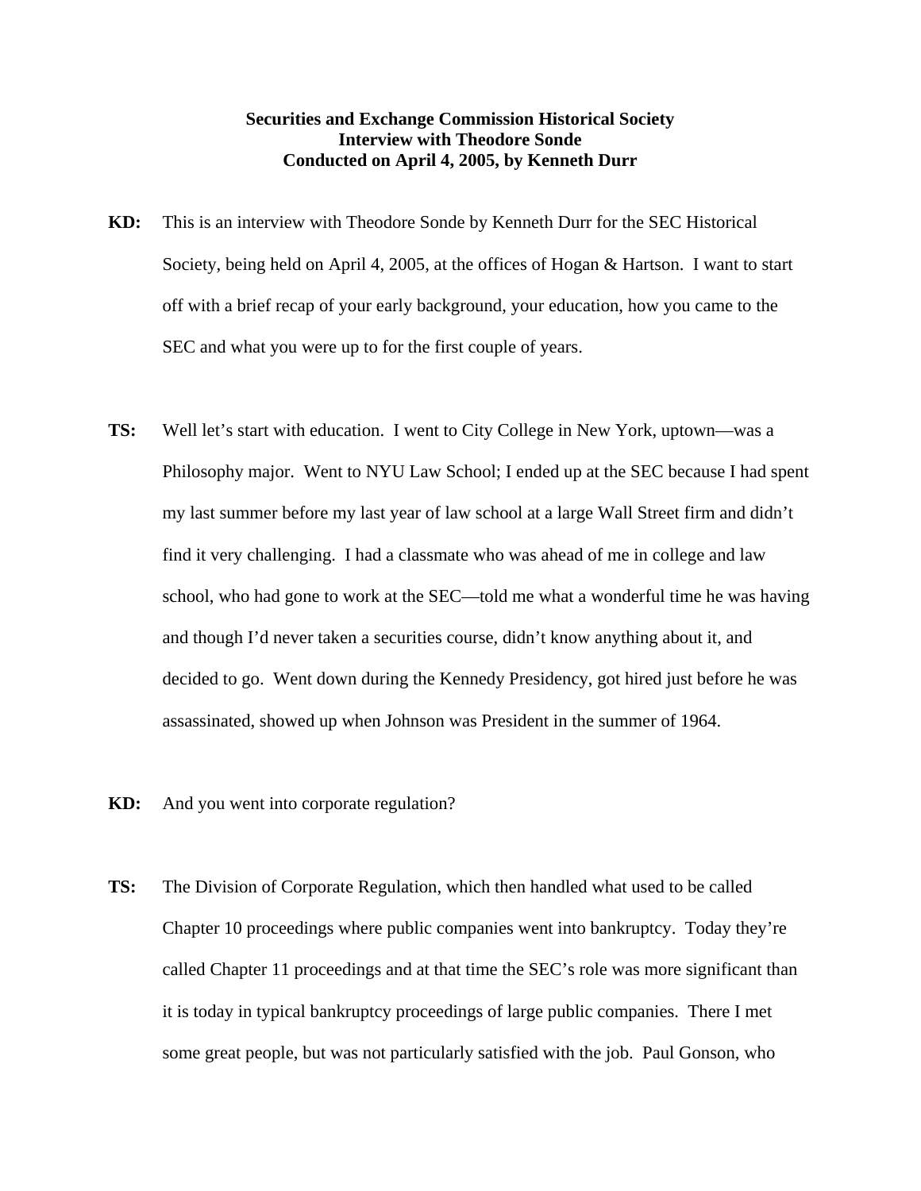**Securities and Exchange Commission Historical Society**
**Interview with Theodore Sonde**
**Conducted on April 4, 2005, by Kenneth Durr**

**KD:** This is an interview with Theodore Sonde by Kenneth Durr for the SEC Historical Society, being held on April 4, 2005, at the offices of Hogan & Hartson. I want to start off with a brief recap of your early background, your education, how you came to the SEC and what you were up to for the first couple of years.

**TS:** Well let's start with education. I went to City College in New York, uptown—was a Philosophy major. Went to NYU Law School; I ended up at the SEC because I had spent my last summer before my last year of law school at a large Wall Street firm and didn't find it very challenging. I had a classmate who was ahead of me in college and law school, who had gone to work at the SEC—told me what a wonderful time he was having and though I'd never taken a securities course, didn't know anything about it, and decided to go. Went down during the Kennedy Presidency, got hired just before he was assassinated, showed up when Johnson was President in the summer of 1964.

**KD:** And you went into corporate regulation?

**TS:** The Division of Corporate Regulation, which then handled what used to be called Chapter 10 proceedings where public companies went into bankruptcy. Today they're called Chapter 11 proceedings and at that time the SEC's role was more significant than it is today in typical bankruptcy proceedings of large public companies. There I met some great people, but was not particularly satisfied with the job. Paul Gonson, who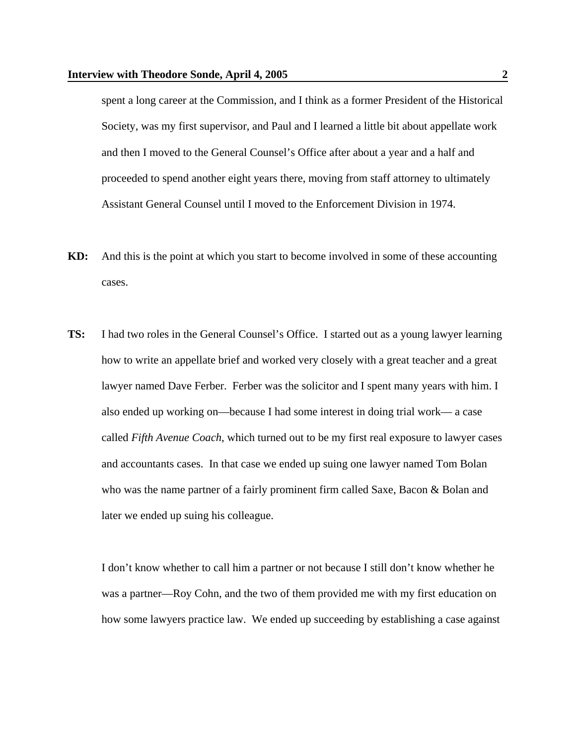spent a long career at the Commission, and I think as a former President of the Historical Society, was my first supervisor, and Paul and I learned a little bit about appellate work and then I moved to the General Counsel's Office after about a year and a half and proceeded to spend another eight years there, moving from staff attorney to ultimately Assistant General Counsel until I moved to the Enforcement Division in 1974.

**KD:** And this is the point at which you start to become involved in some of these accounting cases.

**TS:** I had two roles in the General Counsel's Office. I started out as a young lawyer learning how to write an appellate brief and worked very closely with a great teacher and a great lawyer named Dave Ferber. Ferber was the solicitor and I spent many years with him. I also ended up working on—because I had some interest in doing trial work— a case called *Fifth Avenue Coach*, which turned out to be my first real exposure to lawyer cases and accountants cases. In that case we ended up suing one lawyer named Tom Bolan who was the name partner of a fairly prominent firm called Saxe, Bacon & Bolan and later we ended up suing his colleague.

I don't know whether to call him a partner or not because I still don't know whether he was a partner—Roy Cohn, and the two of them provided me with my first education on how some lawyers practice law. We ended up succeeding by establishing a case against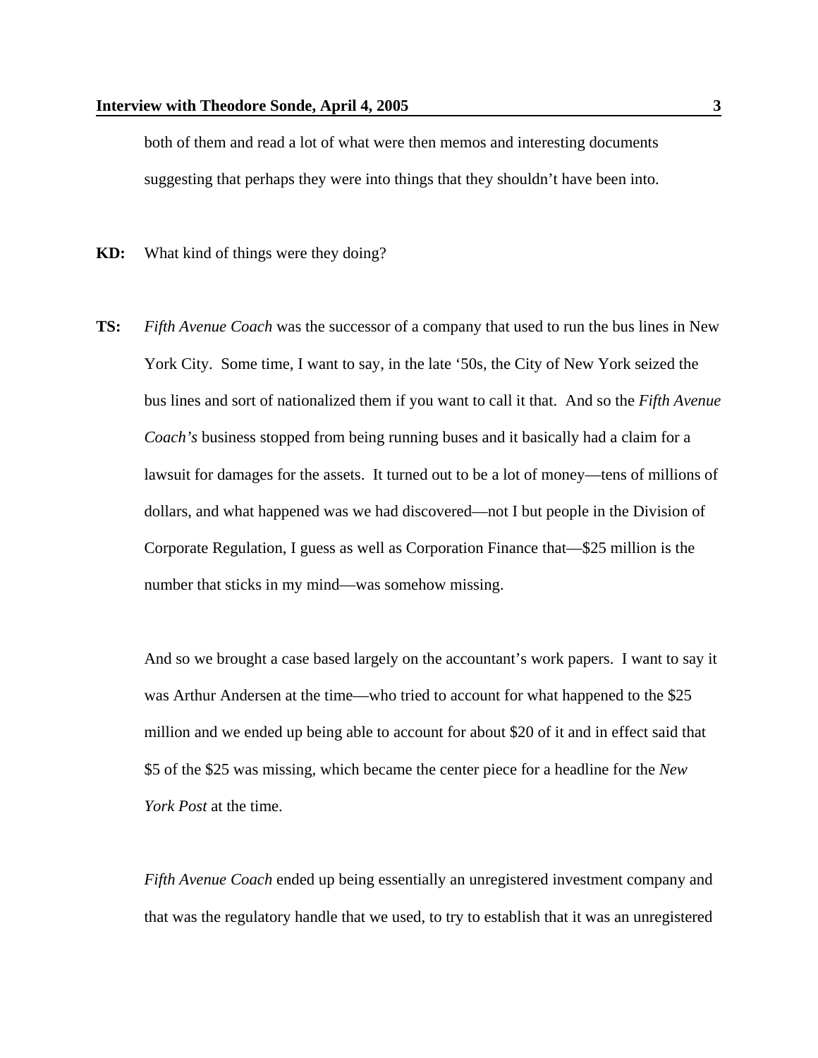both of them and read a lot of what were then memos and interesting documents suggesting that perhaps they were into things that they shouldn't have been into.

**KD:** What kind of things were they doing?

**TS:** *Fifth Avenue Coach* was the successor of a company that used to run the bus lines in New York City. Some time, I want to say, in the late '50s, the City of New York seized the bus lines and sort of nationalized them if you want to call it that. And so the *Fifth Avenue Coach's* business stopped from being running buses and it basically had a claim for a lawsuit for damages for the assets. It turned out to be a lot of money—tens of millions of dollars, and what happened was we had discovered—not I but people in the Division of Corporate Regulation, I guess as well as Corporation Finance that—$25 million is the number that sticks in my mind—was somehow missing.

And so we brought a case based largely on the accountant's work papers. I want to say it was Arthur Andersen at the time—who tried to account for what happened to the $25 million and we ended up being able to account for about $20 of it and in effect said that $5 of the $25 was missing, which became the center piece for a headline for the *New York Post* at the time.

*Fifth Avenue Coach* ended up being essentially an unregistered investment company and that was the regulatory handle that we used, to try to establish that it was an unregistered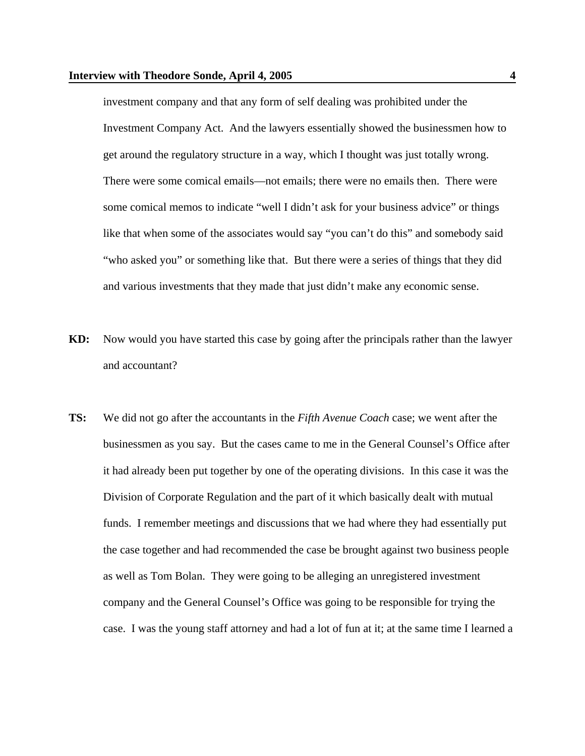investment company and that any form of self dealing was prohibited under the Investment Company Act. And the lawyers essentially showed the businessmen how to get around the regulatory structure in a way, which I thought was just totally wrong. There were some comical emails—not emails; there were no emails then. There were some comical memos to indicate "well I didn't ask for your business advice" or things like that when some of the associates would say "you can't do this" and somebody said "who asked you" or something like that. But there were a series of things that they did and various investments that they made that just didn't make any economic sense.

**KD:** Now would you have started this case by going after the principals rather than the lawyer and accountant?

**TS:** We did not go after the accountants in the *Fifth Avenue Coach* case; we went after the businessmen as you say. But the cases came to me in the General Counsel's Office after it had already been put together by one of the operating divisions. In this case it was the Division of Corporate Regulation and the part of it which basically dealt with mutual funds. I remember meetings and discussions that we had where they had essentially put the case together and had recommended the case be brought against two business people as well as Tom Bolan. They were going to be alleging an unregistered investment company and the General Counsel's Office was going to be responsible for trying the case. I was the young staff attorney and had a lot of fun at it; at the same time I learned a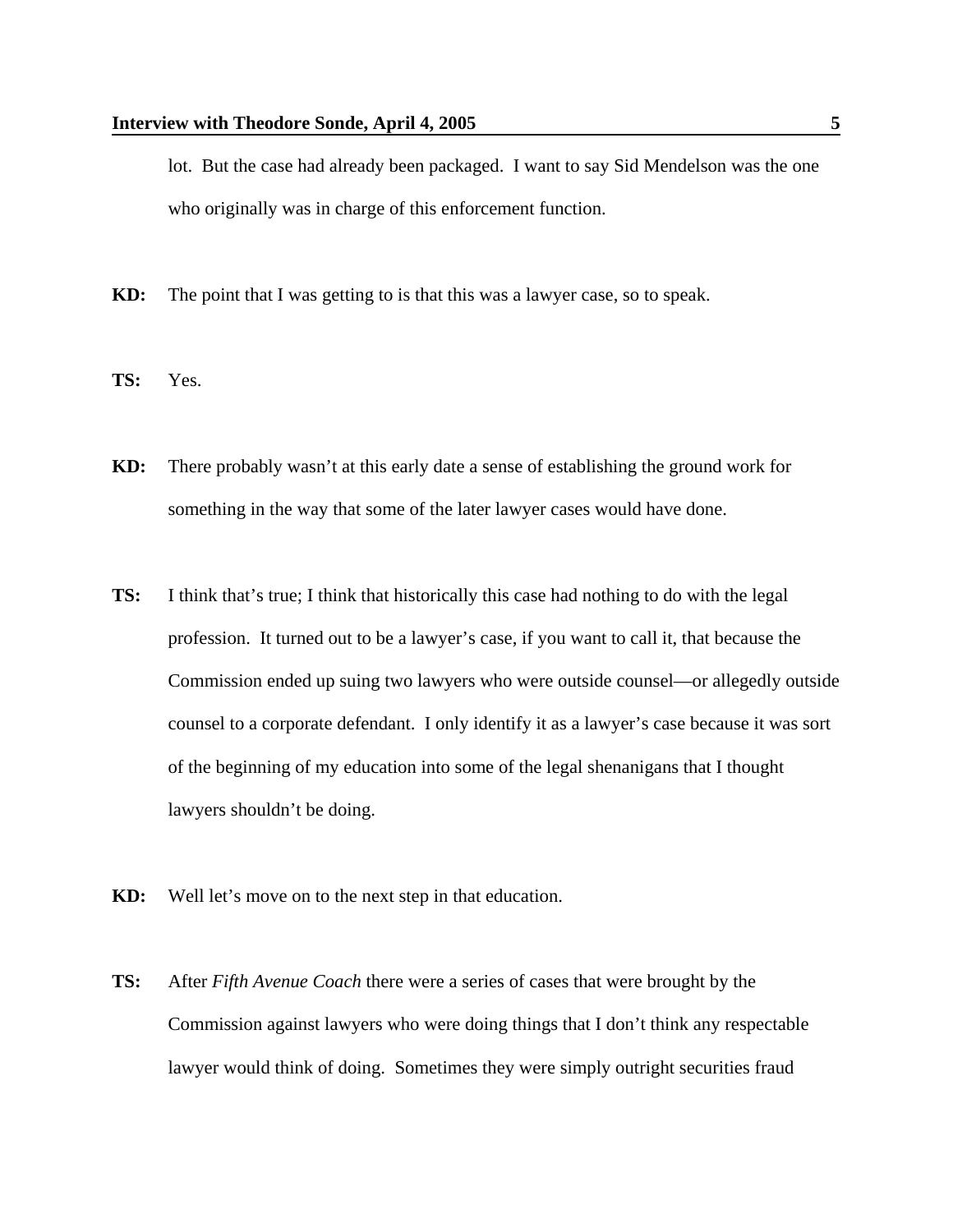lot. But the case had already been packaged. I want to say Sid Mendelson was the one who originally was in charge of this enforcement function.

**KD:** The point that I was getting to is that this was a lawyer case, so to speak.

**TS:** Yes.

**KD:** There probably wasn't at this early date a sense of establishing the ground work for something in the way that some of the later lawyer cases would have done.

**TS:** I think that's true; I think that historically this case had nothing to do with the legal profession. It turned out to be a lawyer's case, if you want to call it, that because the Commission ended up suing two lawyers who were outside counsel—or allegedly outside counsel to a corporate defendant. I only identify it as a lawyer's case because it was sort of the beginning of my education into some of the legal shenanigans that I thought lawyers shouldn't be doing.

**KD:** Well let's move on to the next step in that education.

**TS:** After *Fifth Avenue Coach* there were a series of cases that were brought by the Commission against lawyers who were doing things that I don't think any respectable lawyer would think of doing. Sometimes they were simply outright securities fraud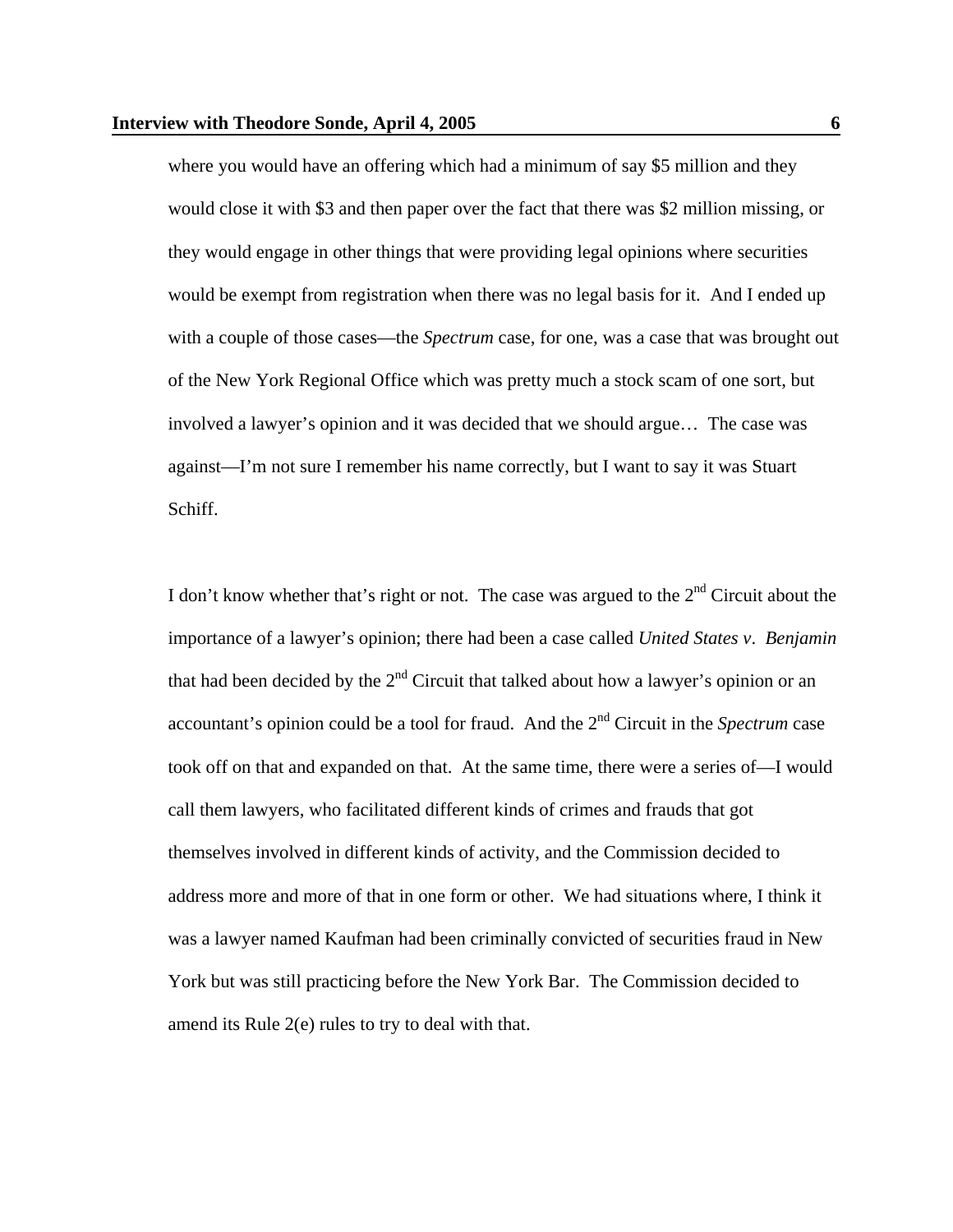where you would have an offering which had a minimum of say $5 million and they would close it with $3 and then paper over the fact that there was $2 million missing, or they would engage in other things that were providing legal opinions where securities would be exempt from registration when there was no legal basis for it. And I ended up with a couple of those cases—the *Spectrum* case, for one, was a case that was brought out of the New York Regional Office which was pretty much a stock scam of one sort, but involved a lawyer's opinion and it was decided that we should argue… The case was against—I'm not sure I remember his name correctly, but I want to say it was Stuart Schiff.

I don't know whether that's right or not. The case was argued to the 2nd Circuit about the importance of a lawyer's opinion; there had been a case called *United States v. Benjamin* that had been decided by the 2nd Circuit that talked about how a lawyer's opinion or an accountant's opinion could be a tool for fraud. And the 2nd Circuit in the *Spectrum* case took off on that and expanded on that. At the same time, there were a series of—I would call them lawyers, who facilitated different kinds of crimes and frauds that got themselves involved in different kinds of activity, and the Commission decided to address more and more of that in one form or other. We had situations where, I think it was a lawyer named Kaufman had been criminally convicted of securities fraud in New York but was still practicing before the New York Bar. The Commission decided to amend its Rule 2(e) rules to try to deal with that.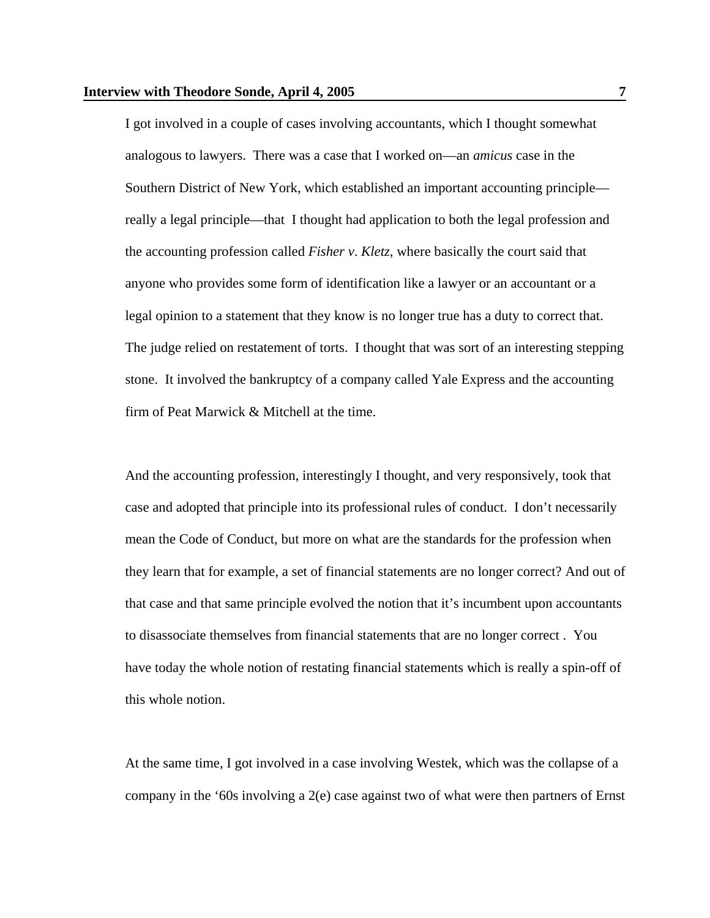I got involved in a couple of cases involving accountants, which I thought somewhat analogous to lawyers. There was a case that I worked on—an *amicus* case in the Southern District of New York, which established an important accounting principle—really a legal principle—that I thought had application to both the legal profession and the accounting profession called *Fisher v. Kletz*, where basically the court said that anyone who provides some form of identification like a lawyer or an accountant or a legal opinion to a statement that they know is no longer true has a duty to correct that. The judge relied on restatement of torts. I thought that was sort of an interesting stepping stone. It involved the bankruptcy of a company called Yale Express and the accounting firm of Peat Marwick & Mitchell at the time.

And the accounting profession, interestingly I thought, and very responsively, took that case and adopted that principle into its professional rules of conduct. I don't necessarily mean the Code of Conduct, but more on what are the standards for the profession when they learn that for example, a set of financial statements are no longer correct? And out of that case and that same principle evolved the notion that it's incumbent upon accountants to disassociate themselves from financial statements that are no longer correct . You have today the whole notion of restating financial statements which is really a spin-off of this whole notion.

At the same time, I got involved in a case involving Westek, which was the collapse of a company in the '60s involving a 2(e) case against two of what were then partners of Ernst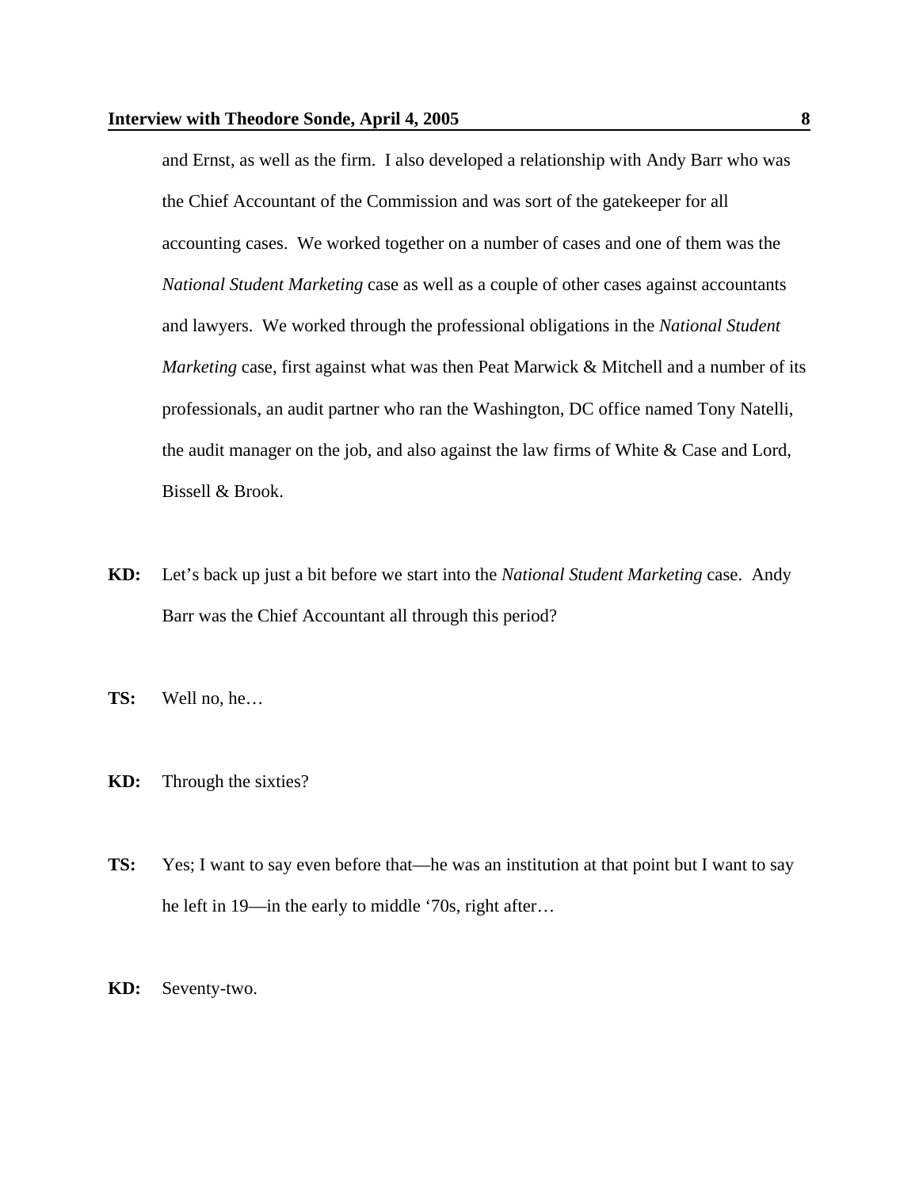and Ernst, as well as the firm. I also developed a relationship with Andy Barr who was the Chief Accountant of the Commission and was sort of the gatekeeper for all accounting cases. We worked together on a number of cases and one of them was the *National Student Marketing* case as well as a couple of other cases against accountants and lawyers. We worked through the professional obligations in the *National Student Marketing* case, first against what was then Peat Marwick & Mitchell and a number of its professionals, an audit partner who ran the Washington, DC office named Tony Natelli, the audit manager on the job, and also against the law firms of White & Case and Lord, Bissell & Brook.

**KD:** Let's back up just a bit before we start into the *National Student Marketing* case. Andy Barr was the Chief Accountant all through this period?

**TS:** Well no, he…

**KD:** Through the sixties?

**TS:** Yes; I want to say even before that—he was an institution at that point but I want to say he left in 19—in the early to middle '70s, right after…

**KD:** Seventy-two.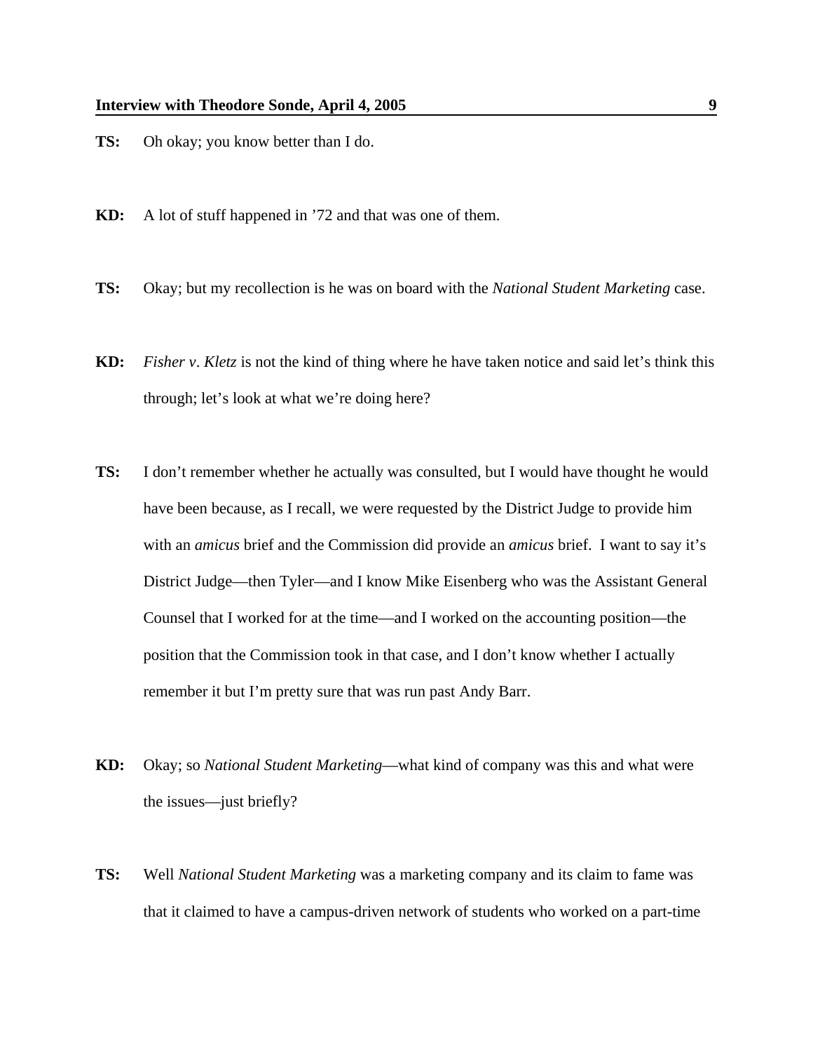**TS:** Oh okay; you know better than I do.

**KD:** A lot of stuff happened in ’72 and that was one of them.

**TS:** Okay; but my recollection is he was on board with the *National Student Marketing* case.

**KD:** *Fisher v. Kletz* is not the kind of thing where he have taken notice and said let’s think this through; let’s look at what we’re doing here?

**TS:** I don’t remember whether he actually was consulted, but I would have thought he would have been because, as I recall, we were requested by the District Judge to provide him with an *amicus* brief and the Commission did provide an *amicus* brief. I want to say it’s District Judge—then Tyler—and I know Mike Eisenberg who was the Assistant General Counsel that I worked for at the time—and I worked on the accounting position—the position that the Commission took in that case, and I don’t know whether I actually remember it but I’m pretty sure that was run past Andy Barr.

**KD:** Okay; so *National Student Marketing*—what kind of company was this and what were the issues—just briefly?

**TS:** Well *National Student Marketing* was a marketing company and its claim to fame was that it claimed to have a campus-driven network of students who worked on a part-time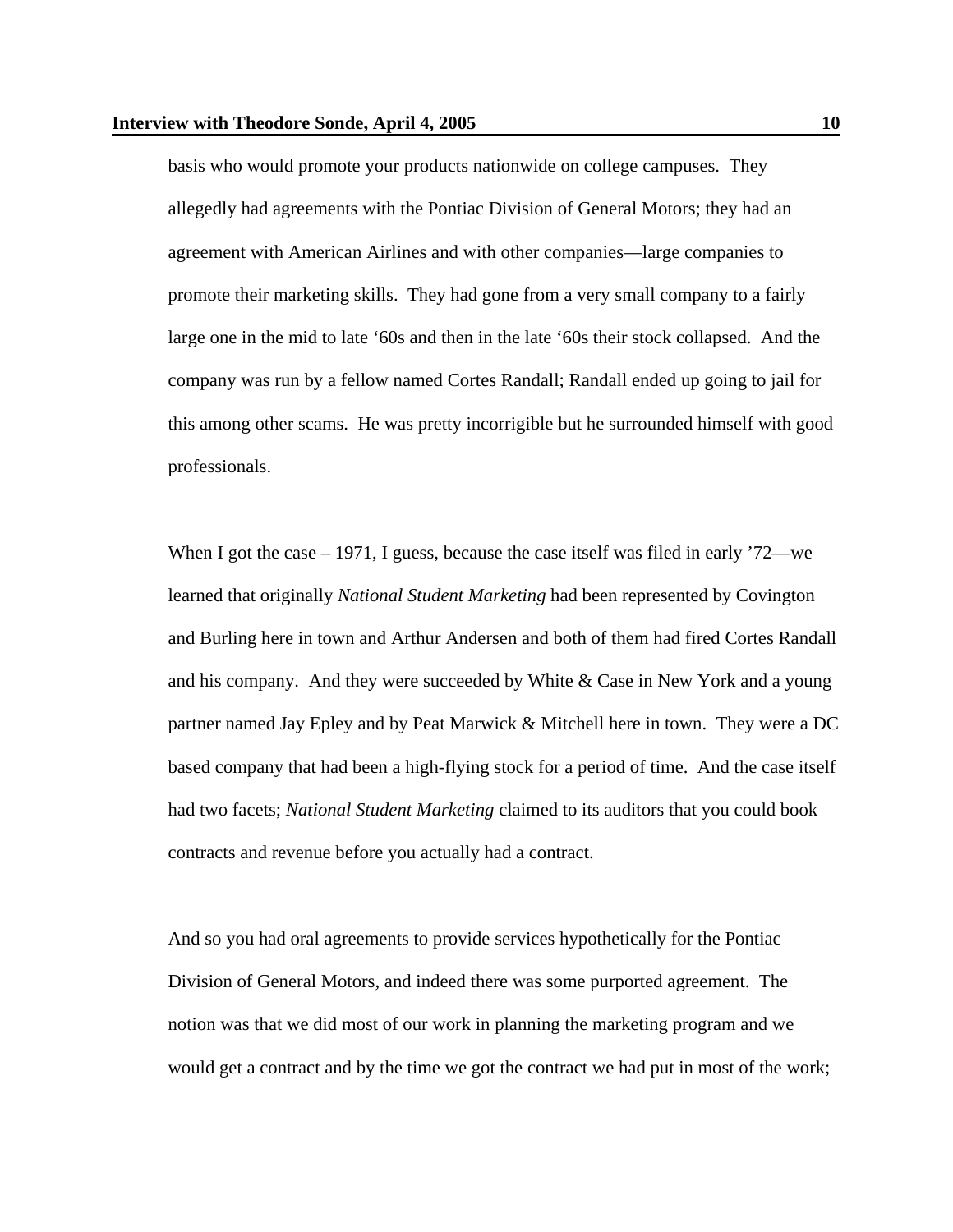basis who would promote your products nationwide on college campuses. They allegedly had agreements with the Pontiac Division of General Motors; they had an agreement with American Airlines and with other companies—large companies to promote their marketing skills. They had gone from a very small company to a fairly large one in the mid to late '60s and then in the late '60s their stock collapsed. And the company was run by a fellow named Cortes Randall; Randall ended up going to jail for this among other scams. He was pretty incorrigible but he surrounded himself with good professionals.

When I got the case – 1971, I guess, because the case itself was filed in early '72—we learned that originally *National Student Marketing* had been represented by Covington and Burling here in town and Arthur Andersen and both of them had fired Cortes Randall and his company. And they were succeeded by White & Case in New York and a young partner named Jay Epley and by Peat Marwick & Mitchell here in town. They were a DC based company that had been a high-flying stock for a period of time. And the case itself had two facets; *National Student Marketing* claimed to its auditors that you could book contracts and revenue before you actually had a contract.

And so you had oral agreements to provide services hypothetically for the Pontiac Division of General Motors, and indeed there was some purported agreement. The notion was that we did most of our work in planning the marketing program and we would get a contract and by the time we got the contract we had put in most of the work;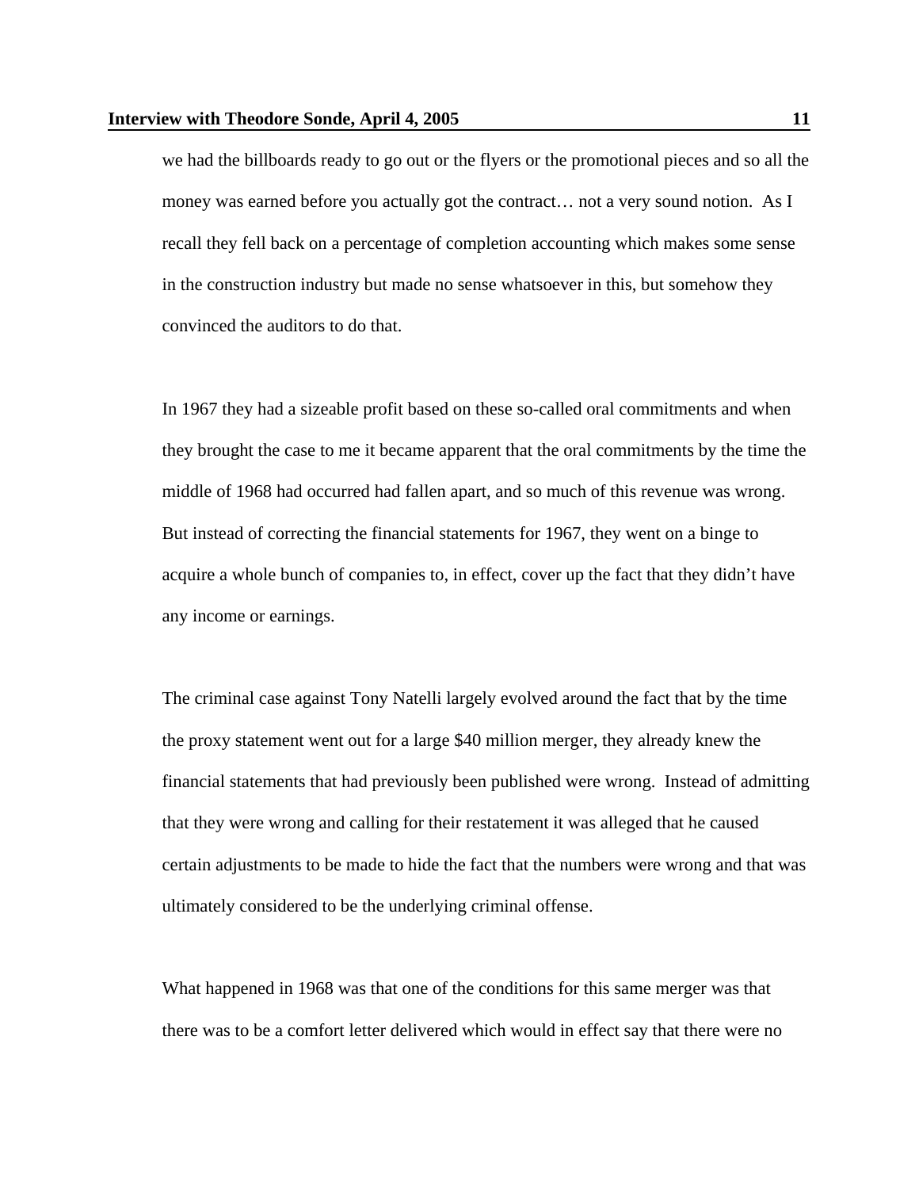we had the billboards ready to go out or the flyers or the promotional pieces and so all the money was earned before you actually got the contract… not a very sound notion. As I recall they fell back on a percentage of completion accounting which makes some sense in the construction industry but made no sense whatsoever in this, but somehow they convinced the auditors to do that.

In 1967 they had a sizeable profit based on these so-called oral commitments and when they brought the case to me it became apparent that the oral commitments by the time the middle of 1968 had occurred had fallen apart, and so much of this revenue was wrong. But instead of correcting the financial statements for 1967, they went on a binge to acquire a whole bunch of companies to, in effect, cover up the fact that they didn't have any income or earnings.

The criminal case against Tony Natelli largely evolved around the fact that by the time the proxy statement went out for a large $40 million merger, they already knew the financial statements that had previously been published were wrong. Instead of admitting that they were wrong and calling for their restatement it was alleged that he caused certain adjustments to be made to hide the fact that the numbers were wrong and that was ultimately considered to be the underlying criminal offense.

What happened in 1968 was that one of the conditions for this same merger was that there was to be a comfort letter delivered which would in effect say that there were no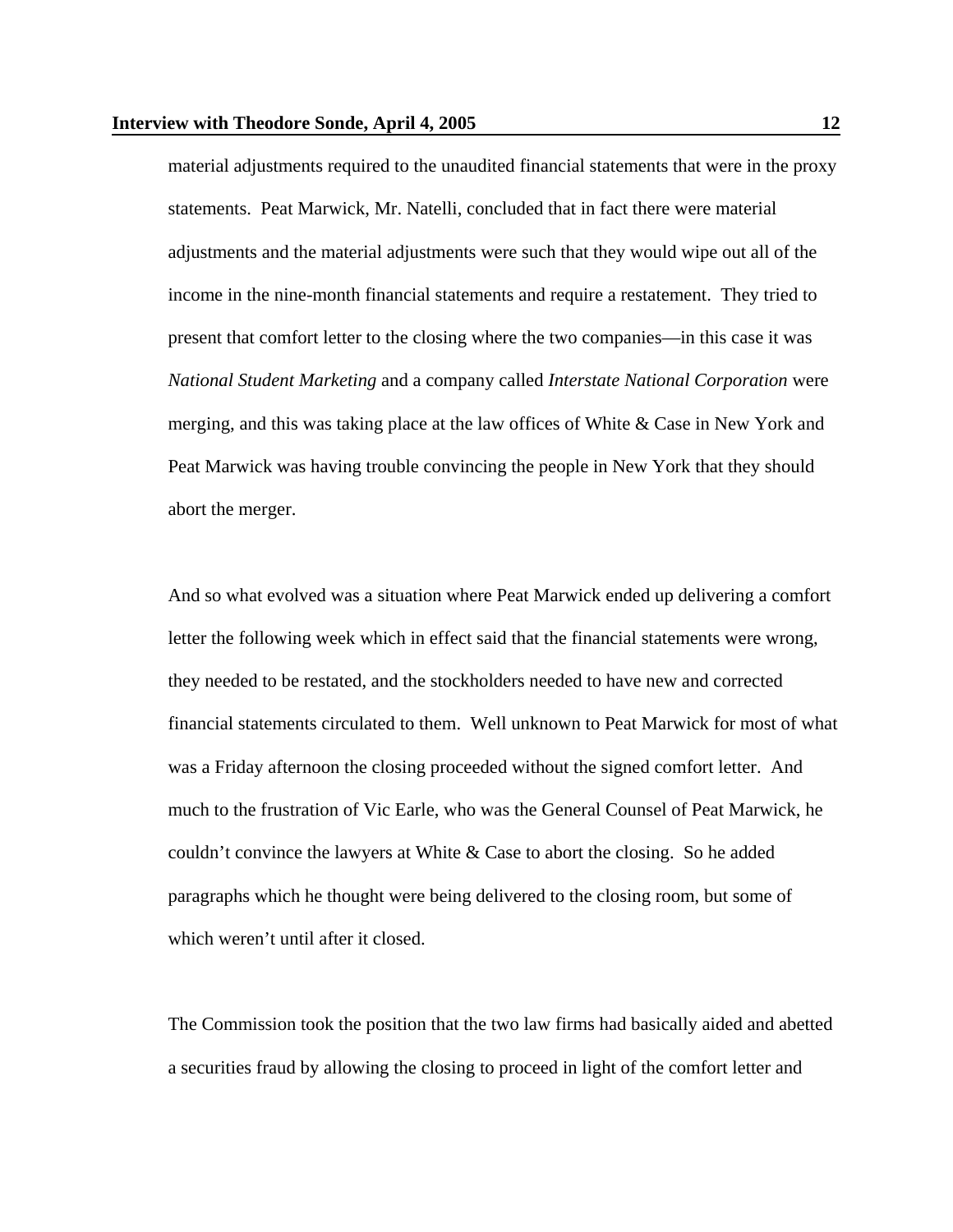material adjustments required to the unaudited financial statements that were in the proxy statements. Peat Marwick, Mr. Natelli, concluded that in fact there were material adjustments and the material adjustments were such that they would wipe out all of the income in the nine-month financial statements and require a restatement. They tried to present that comfort letter to the closing where the two companies—in this case it was *National Student Marketing* and a company called *Interstate National Corporation* were merging, and this was taking place at the law offices of White & Case in New York and Peat Marwick was having trouble convincing the people in New York that they should abort the merger.

And so what evolved was a situation where Peat Marwick ended up delivering a comfort letter the following week which in effect said that the financial statements were wrong, they needed to be restated, and the stockholders needed to have new and corrected financial statements circulated to them. Well unknown to Peat Marwick for most of what was a Friday afternoon the closing proceeded without the signed comfort letter. And much to the frustration of Vic Earle, who was the General Counsel of Peat Marwick, he couldn't convince the lawyers at White & Case to abort the closing. So he added paragraphs which he thought were being delivered to the closing room, but some of which weren't until after it closed.

The Commission took the position that the two law firms had basically aided and abetted a securities fraud by allowing the closing to proceed in light of the comfort letter and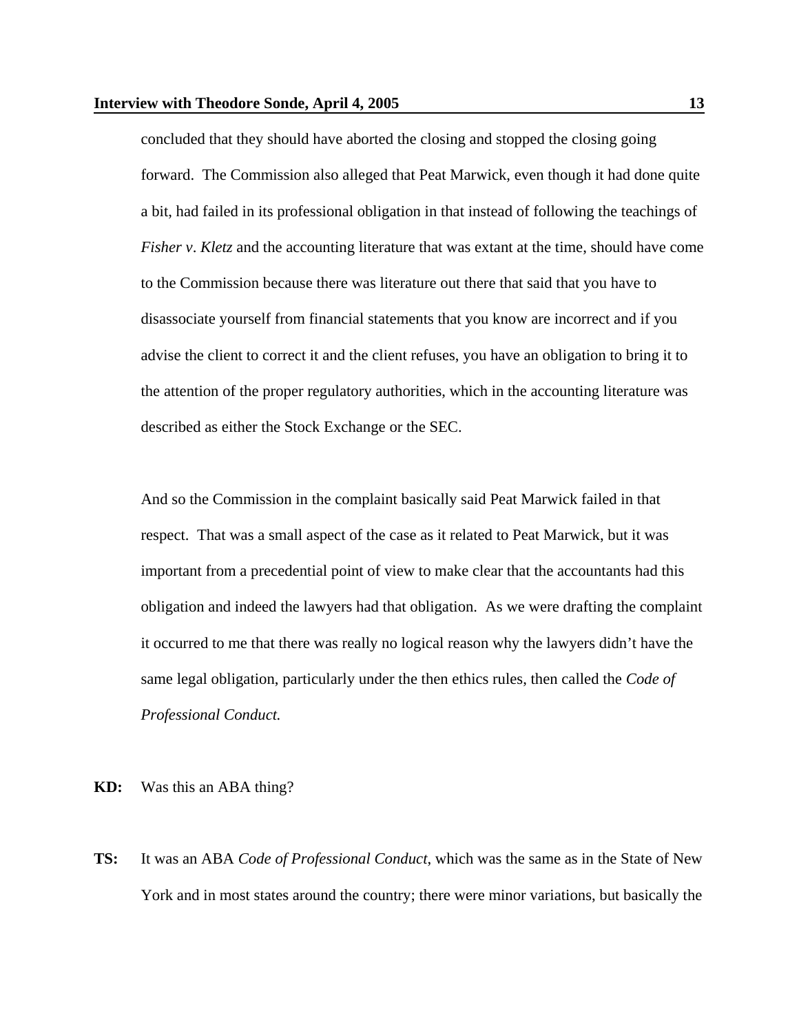concluded that they should have aborted the closing and stopped the closing going forward. The Commission also alleged that Peat Marwick, even though it had done quite a bit, had failed in its professional obligation in that instead of following the teachings of *Fisher v. Kletz* and the accounting literature that was extant at the time, should have come to the Commission because there was literature out there that said that you have to disassociate yourself from financial statements that you know are incorrect and if you advise the client to correct it and the client refuses, you have an obligation to bring it to the attention of the proper regulatory authorities, which in the accounting literature was described as either the Stock Exchange or the SEC.

And so the Commission in the complaint basically said Peat Marwick failed in that respect. That was a small aspect of the case as it related to Peat Marwick, but it was important from a precedential point of view to make clear that the accountants had this obligation and indeed the lawyers had that obligation. As we were drafting the complaint it occurred to me that there was really no logical reason why the lawyers didn't have the same legal obligation, particularly under the then ethics rules, then called the *Code of Professional Conduct.*

**KD:** Was this an ABA thing?

**TS:** It was an ABA *Code of Professional Conduct*, which was the same as in the State of New York and in most states around the country; there were minor variations, but basically the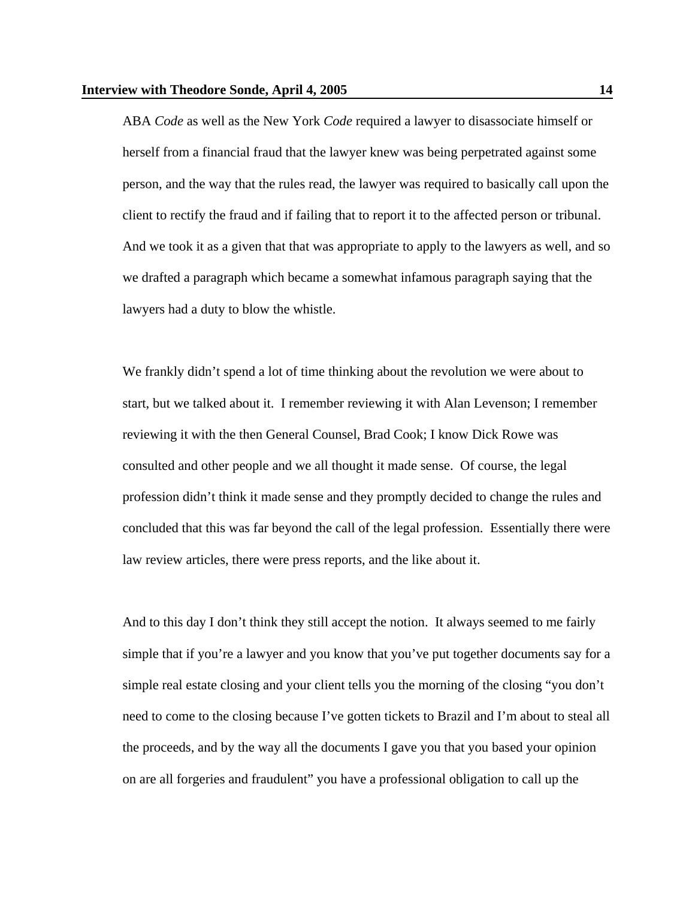ABA *Code* as well as the New York *Code* required a lawyer to disassociate himself or herself from a financial fraud that the lawyer knew was being perpetrated against some person, and the way that the rules read, the lawyer was required to basically call upon the client to rectify the fraud and if failing that to report it to the affected person or tribunal. And we took it as a given that that was appropriate to apply to the lawyers as well, and so we drafted a paragraph which became a somewhat infamous paragraph saying that the lawyers had a duty to blow the whistle.

We frankly didn't spend a lot of time thinking about the revolution we were about to start, but we talked about it. I remember reviewing it with Alan Levenson; I remember reviewing it with the then General Counsel, Brad Cook; I know Dick Rowe was consulted and other people and we all thought it made sense. Of course, the legal profession didn't think it made sense and they promptly decided to change the rules and concluded that this was far beyond the call of the legal profession. Essentially there were law review articles, there were press reports, and the like about it.

And to this day I don't think they still accept the notion. It always seemed to me fairly simple that if you're a lawyer and you know that you've put together documents say for a simple real estate closing and your client tells you the morning of the closing "you don't need to come to the closing because I've gotten tickets to Brazil and I'm about to steal all the proceeds, and by the way all the documents I gave you that you based your opinion on are all forgeries and fraudulent" you have a professional obligation to call up the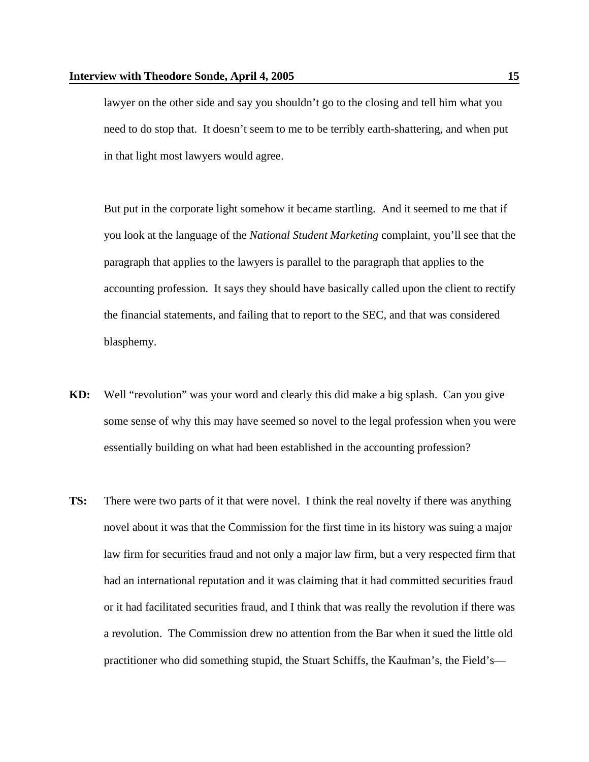lawyer on the other side and say you shouldn't go to the closing and tell him what you need to do stop that. It doesn't seem to me to be terribly earth-shattering, and when put in that light most lawyers would agree.

But put in the corporate light somehow it became startling. And it seemed to me that if you look at the language of the *National Student Marketing* complaint, you'll see that the paragraph that applies to the lawyers is parallel to the paragraph that applies to the accounting profession. It says they should have basically called upon the client to rectify the financial statements, and failing that to report to the SEC, and that was considered blasphemy.

**KD:** Well "revolution" was your word and clearly this did make a big splash. Can you give some sense of why this may have seemed so novel to the legal profession when you were essentially building on what had been established in the accounting profession?

**TS:** There were two parts of it that were novel. I think the real novelty if there was anything novel about it was that the Commission for the first time in its history was suing a major law firm for securities fraud and not only a major law firm, but a very respected firm that had an international reputation and it was claiming that it had committed securities fraud or it had facilitated securities fraud, and I think that was really the revolution if there was a revolution. The Commission drew no attention from the Bar when it sued the little old practitioner who did something stupid, the Stuart Schiffs, the Kaufman's, the Field's—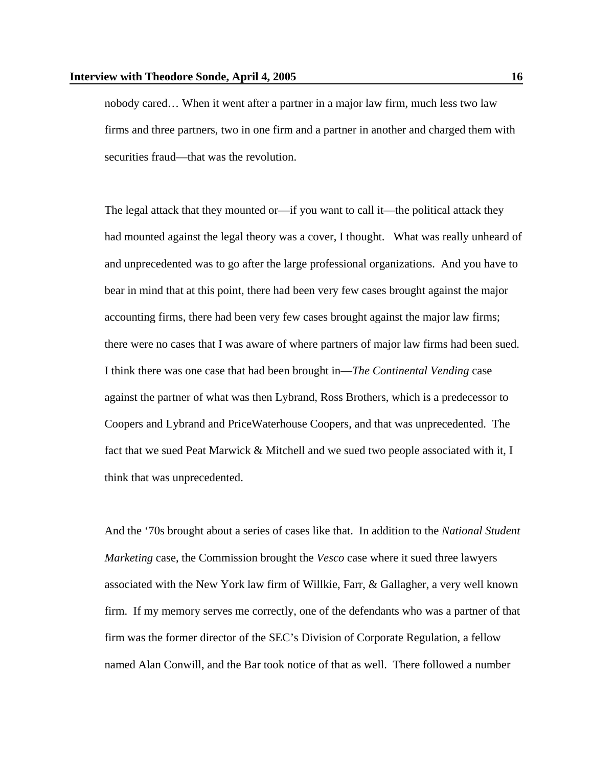nobody cared… When it went after a partner in a major law firm, much less two law firms and three partners, two in one firm and a partner in another and charged them with securities fraud—that was the revolution.

The legal attack that they mounted or—if you want to call it—the political attack they had mounted against the legal theory was a cover, I thought. What was really unheard of and unprecedented was to go after the large professional organizations. And you have to bear in mind that at this point, there had been very few cases brought against the major accounting firms, there had been very few cases brought against the major law firms; there were no cases that I was aware of where partners of major law firms had been sued. I think there was one case that had been brought in—*The Continental Vending* case against the partner of what was then Lybrand, Ross Brothers, which is a predecessor to Coopers and Lybrand and PriceWaterhouse Coopers, and that was unprecedented. The fact that we sued Peat Marwick & Mitchell and we sued two people associated with it, I think that was unprecedented.

And the '70s brought about a series of cases like that. In addition to the *National Student Marketing* case, the Commission brought the *Vesco* case where it sued three lawyers associated with the New York law firm of Willkie, Farr, & Gallagher, a very well known firm. If my memory serves me correctly, one of the defendants who was a partner of that firm was the former director of the SEC's Division of Corporate Regulation, a fellow named Alan Conwill, and the Bar took notice of that as well. There followed a number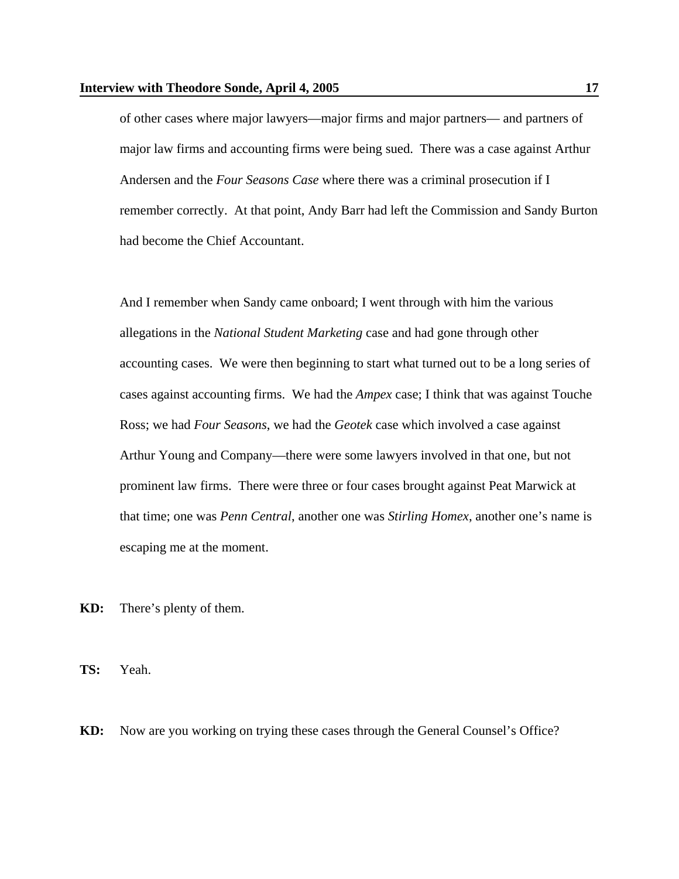of other cases where major lawyers—major firms and major partners— and partners of major law firms and accounting firms were being sued. There was a case against Arthur Andersen and the *Four Seasons Case* where there was a criminal prosecution if I remember correctly. At that point, Andy Barr had left the Commission and Sandy Burton had become the Chief Accountant.

And I remember when Sandy came onboard; I went through with him the various allegations in the *National Student Marketing* case and had gone through other accounting cases. We were then beginning to start what turned out to be a long series of cases against accounting firms. We had the *Ampex* case; I think that was against Touche Ross; we had *Four Seasons*, we had the *Geotek* case which involved a case against Arthur Young and Company—there were some lawyers involved in that one, but not prominent law firms. There were three or four cases brought against Peat Marwick at that time; one was *Penn Central*, another one was *Stirling Homex*, another one's name is escaping me at the moment.

**KD:** There's plenty of them.

**TS:** Yeah.

**KD:** Now are you working on trying these cases through the General Counsel's Office?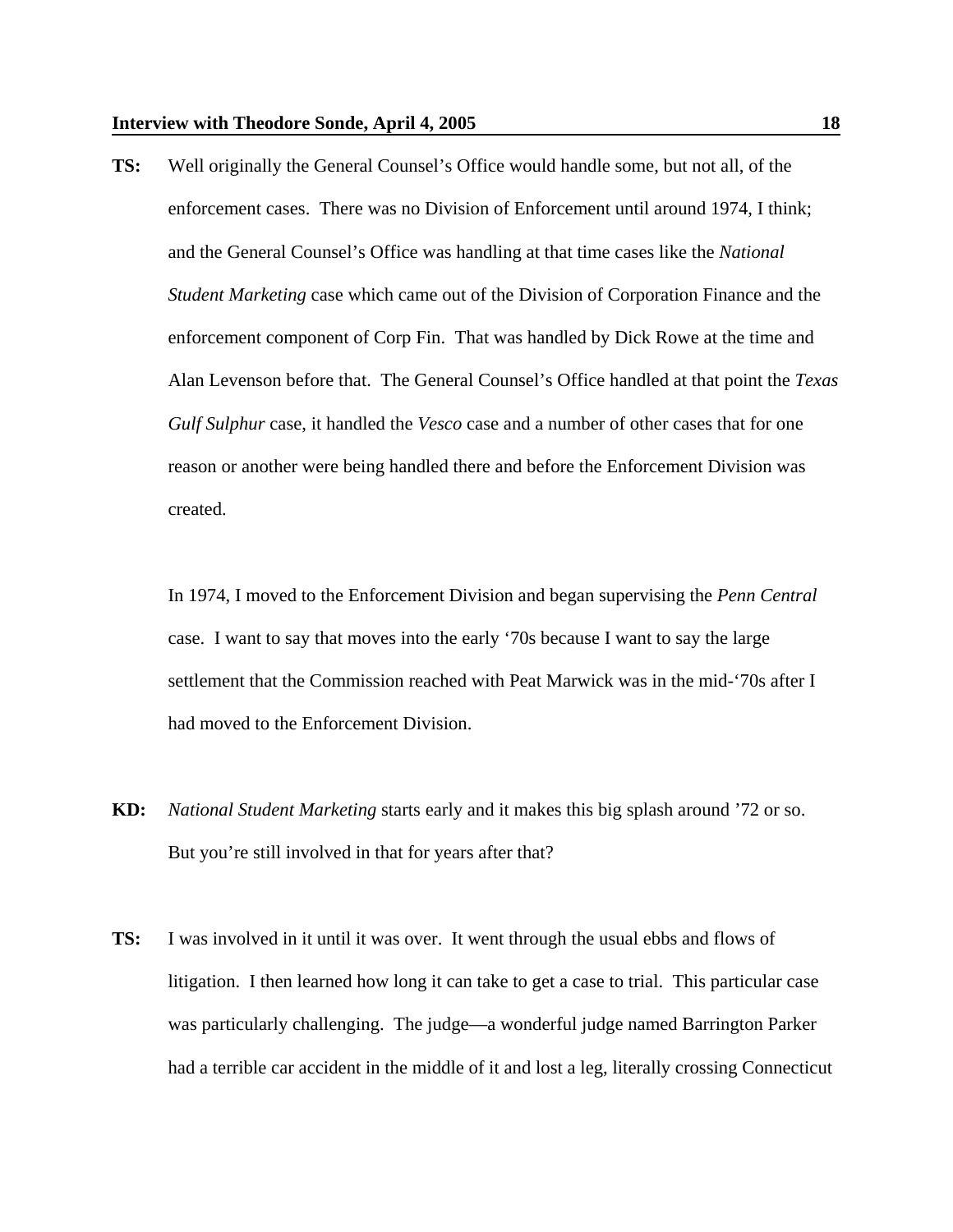**TS:** Well originally the General Counsel's Office would handle some, but not all, of the enforcement cases. There was no Division of Enforcement until around 1974, I think; and the General Counsel's Office was handling at that time cases like the *National Student Marketing* case which came out of the Division of Corporation Finance and the enforcement component of Corp Fin. That was handled by Dick Rowe at the time and Alan Levenson before that. The General Counsel's Office handled at that point the *Texas Gulf Sulphur* case, it handled the *Vesco* case and a number of other cases that for one reason or another were being handled there and before the Enforcement Division was created.

In 1974, I moved to the Enforcement Division and began supervising the *Penn Central* case. I want to say that moves into the early '70s because I want to say the large settlement that the Commission reached with Peat Marwick was in the mid-'70s after I had moved to the Enforcement Division.

**KD:** *National Student Marketing* starts early and it makes this big splash around '72 or so. But you're still involved in that for years after that?

**TS:** I was involved in it until it was over. It went through the usual ebbs and flows of litigation. I then learned how long it can take to get a case to trial. This particular case was particularly challenging. The judge—a wonderful judge named Barrington Parker had a terrible car accident in the middle of it and lost a leg, literally crossing Connecticut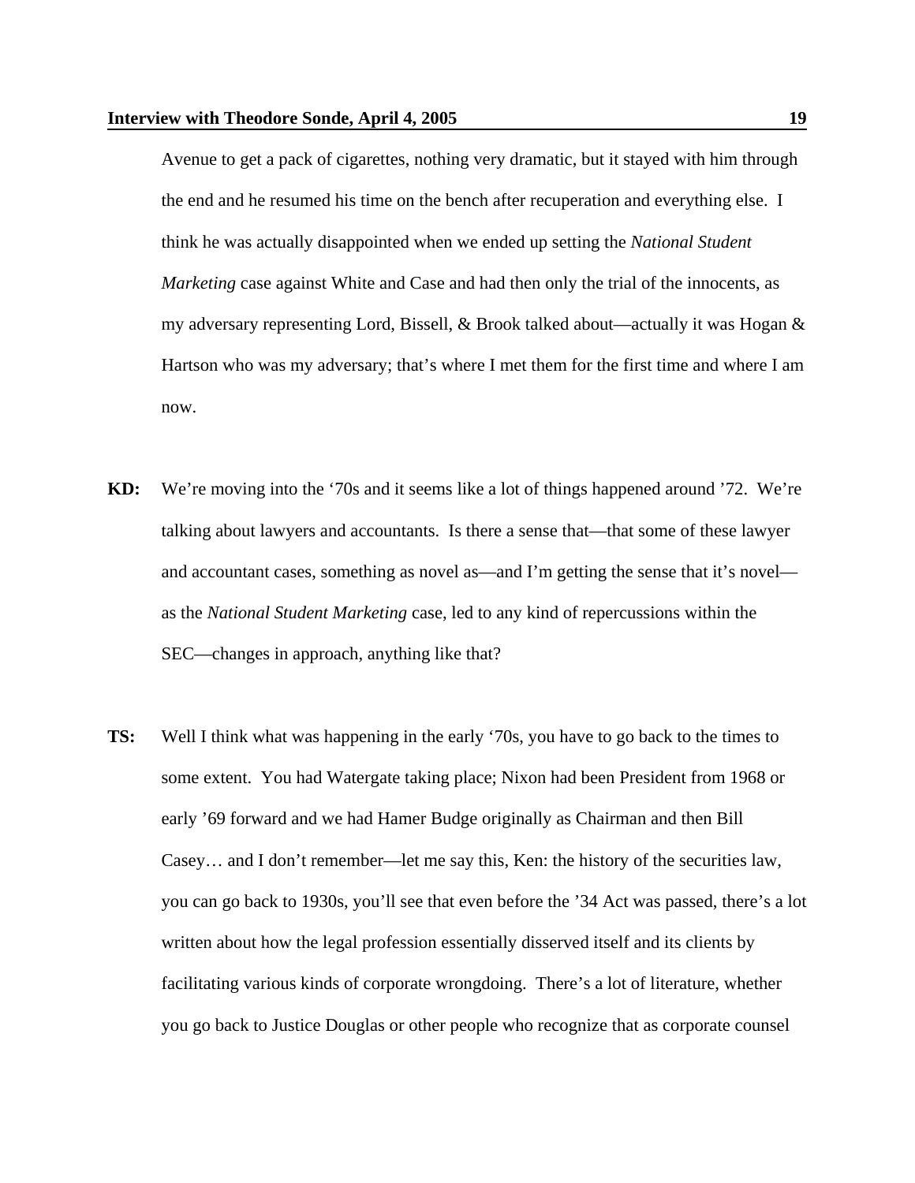Avenue to get a pack of cigarettes, nothing very dramatic, but it stayed with him through the end and he resumed his time on the bench after recuperation and everything else. I think he was actually disappointed when we ended up setting the *National Student Marketing* case against White and Case and had then only the trial of the innocents, as my adversary representing Lord, Bissell, & Brook talked about—actually it was Hogan & Hartson who was my adversary; that's where I met them for the first time and where I am now.

**KD:** We're moving into the '70s and it seems like a lot of things happened around '72. We're talking about lawyers and accountants. Is there a sense that—that some of these lawyer and accountant cases, something as novel as—and I'm getting the sense that it's novel—as the *National Student Marketing* case, led to any kind of repercussions within the SEC—changes in approach, anything like that?

**TS:** Well I think what was happening in the early '70s, you have to go back to the times to some extent. You had Watergate taking place; Nixon had been President from 1968 or early '69 forward and we had Hamer Budge originally as Chairman and then Bill Casey… and I don't remember—let me say this, Ken: the history of the securities law, you can go back to 1930s, you'll see that even before the '34 Act was passed, there's a lot written about how the legal profession essentially disserved itself and its clients by facilitating various kinds of corporate wrongdoing. There's a lot of literature, whether you go back to Justice Douglas or other people who recognize that as corporate counsel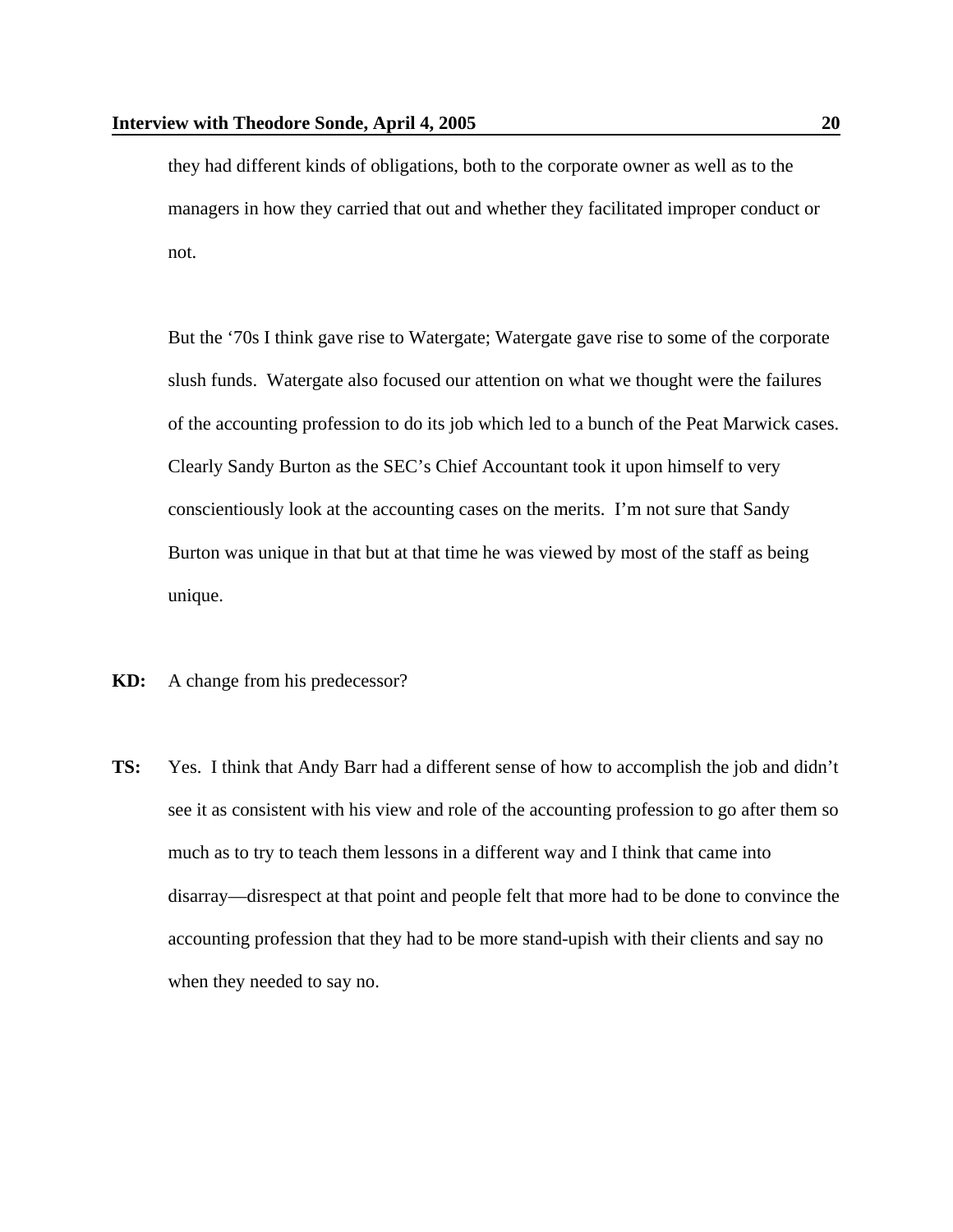they had different kinds of obligations, both to the corporate owner as well as to the managers in how they carried that out and whether they facilitated improper conduct or not.

But the '70s I think gave rise to Watergate; Watergate gave rise to some of the corporate slush funds. Watergate also focused our attention on what we thought were the failures of the accounting profession to do its job which led to a bunch of the Peat Marwick cases. Clearly Sandy Burton as the SEC's Chief Accountant took it upon himself to very conscientiously look at the accounting cases on the merits. I'm not sure that Sandy Burton was unique in that but at that time he was viewed by most of the staff as being unique.

**KD:** A change from his predecessor?

**TS:** Yes. I think that Andy Barr had a different sense of how to accomplish the job and didn't see it as consistent with his view and role of the accounting profession to go after them so much as to try to teach them lessons in a different way and I think that came into disarray—disrespect at that point and people felt that more had to be done to convince the accounting profession that they had to be more stand-upish with their clients and say no when they needed to say no.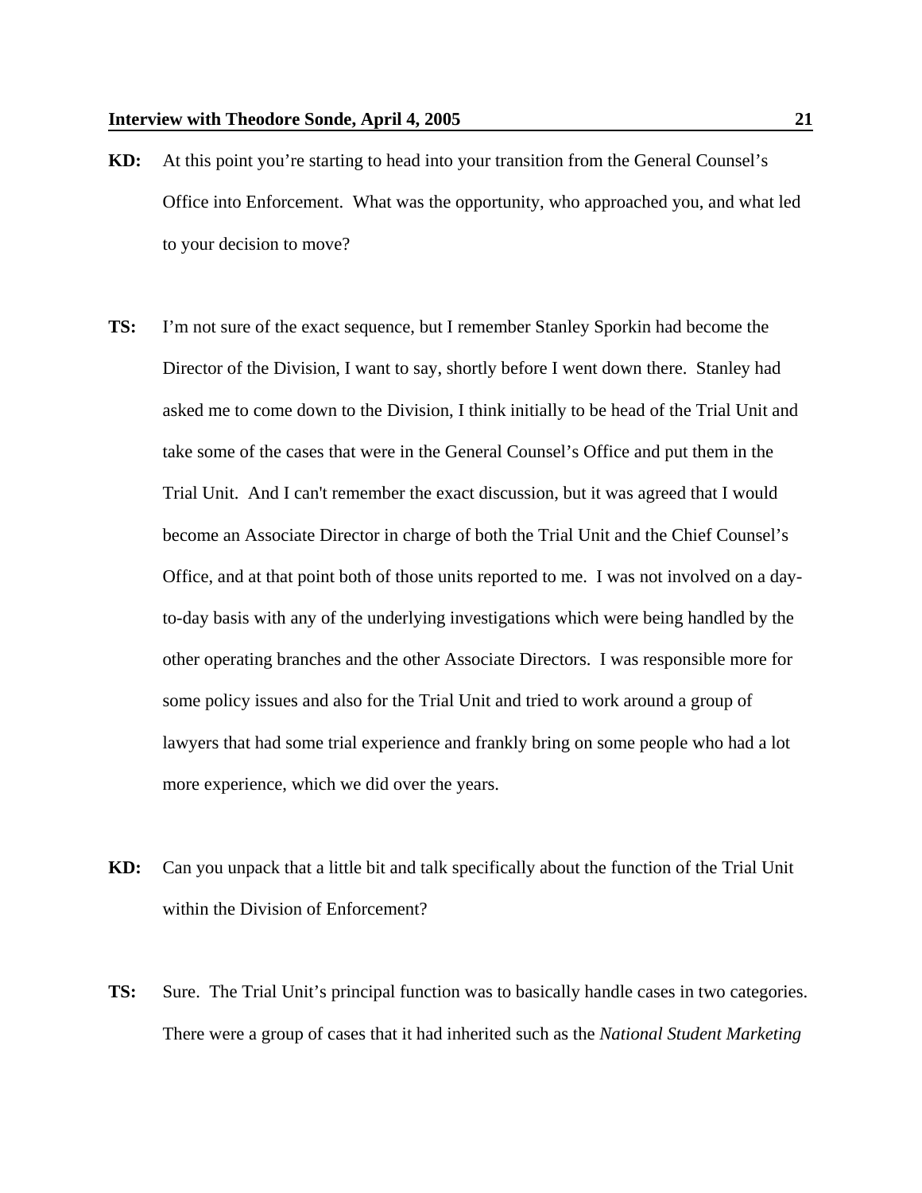**KD:** At this point you're starting to head into your transition from the General Counsel's Office into Enforcement. What was the opportunity, who approached you, and what led to your decision to move?

**TS:** I'm not sure of the exact sequence, but I remember Stanley Sporkin had become the Director of the Division, I want to say, shortly before I went down there. Stanley had asked me to come down to the Division, I think initially to be head of the Trial Unit and take some of the cases that were in the General Counsel's Office and put them in the Trial Unit. And I can't remember the exact discussion, but it was agreed that I would become an Associate Director in charge of both the Trial Unit and the Chief Counsel's Office, and at that point both of those units reported to me. I was not involved on a day-to-day basis with any of the underlying investigations which were being handled by the other operating branches and the other Associate Directors. I was responsible more for some policy issues and also for the Trial Unit and tried to work around a group of lawyers that had some trial experience and frankly bring on some people who had a lot more experience, which we did over the years.

**KD:** Can you unpack that a little bit and talk specifically about the function of the Trial Unit within the Division of Enforcement?

**TS:** Sure. The Trial Unit's principal function was to basically handle cases in two categories. There were a group of cases that it had inherited such as the *National Student Marketing*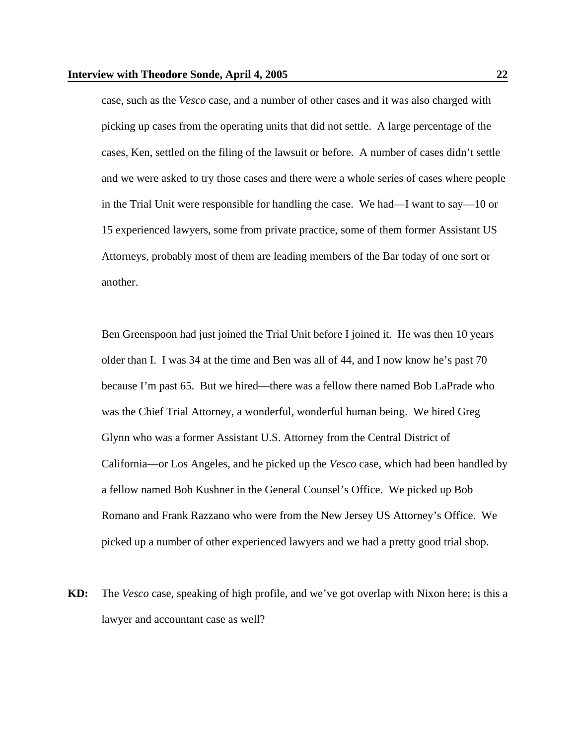case, such as the *Vesco* case, and a number of other cases and it was also charged with picking up cases from the operating units that did not settle. A large percentage of the cases, Ken, settled on the filing of the lawsuit or before. A number of cases didn't settle and we were asked to try those cases and there were a whole series of cases where people in the Trial Unit were responsible for handling the case. We had—I want to say—10 or 15 experienced lawyers, some from private practice, some of them former Assistant US Attorneys, probably most of them are leading members of the Bar today of one sort or another.

Ben Greenspoon had just joined the Trial Unit before I joined it. He was then 10 years older than I. I was 34 at the time and Ben was all of 44, and I now know he's past 70 because I'm past 65. But we hired—there was a fellow there named Bob LaPrade who was the Chief Trial Attorney, a wonderful, wonderful human being. We hired Greg Glynn who was a former Assistant U.S. Attorney from the Central District of California—or Los Angeles, and he picked up the *Vesco* case, which had been handled by a fellow named Bob Kushner in the General Counsel's Office. We picked up Bob Romano and Frank Razzano who were from the New Jersey US Attorney's Office. We picked up a number of other experienced lawyers and we had a pretty good trial shop.

**KD:** The *Vesco* case, speaking of high profile, and we've got overlap with Nixon here; is this a lawyer and accountant case as well?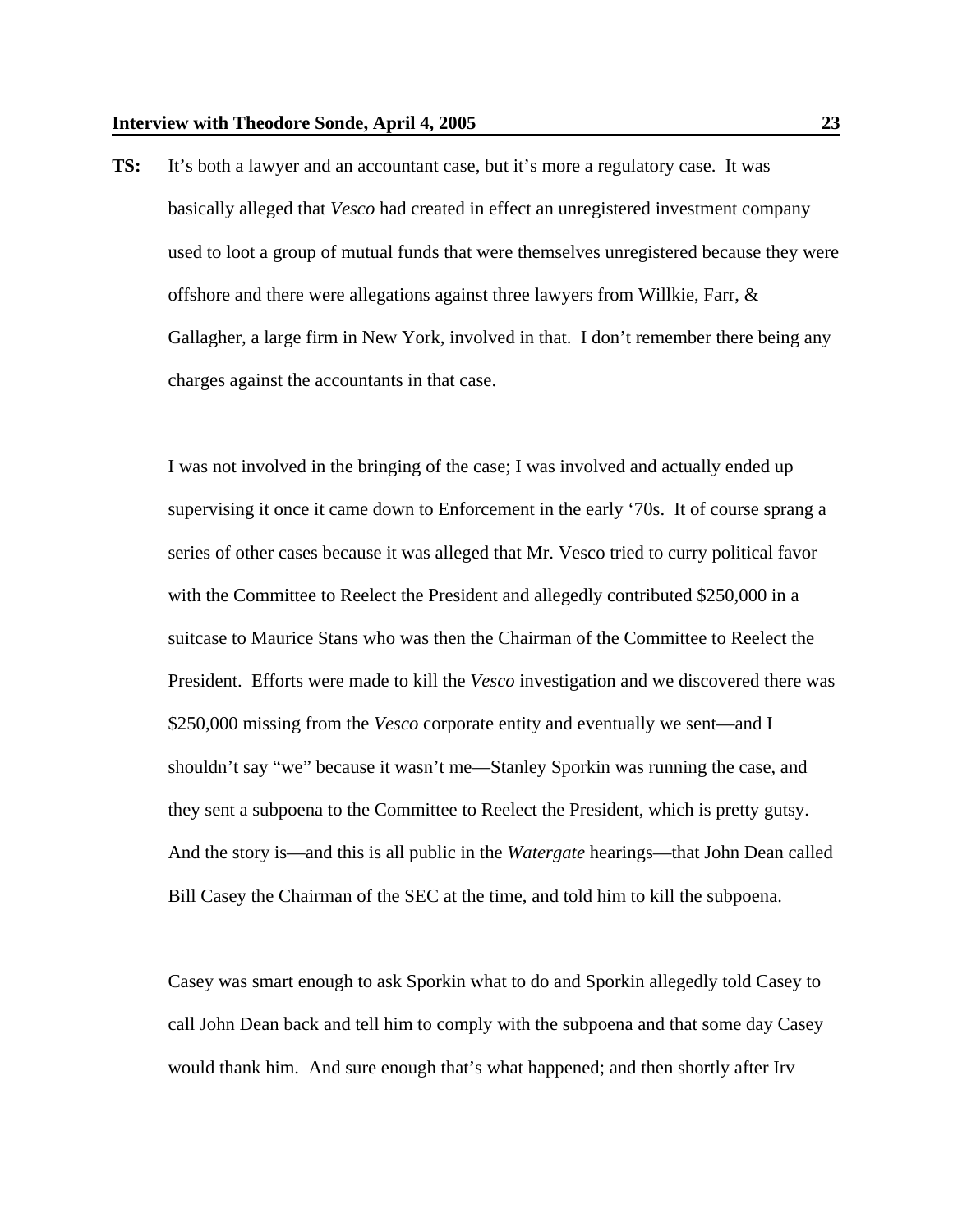**TS:** It's both a lawyer and an accountant case, but it's more a regulatory case. It was basically alleged that *Vesco* had created in effect an unregistered investment company used to loot a group of mutual funds that were themselves unregistered because they were offshore and there were allegations against three lawyers from Willkie, Farr, & Gallagher, a large firm in New York, involved in that. I don't remember there being any charges against the accountants in that case.

I was not involved in the bringing of the case; I was involved and actually ended up supervising it once it came down to Enforcement in the early '70s. It of course sprang a series of other cases because it was alleged that Mr. Vesco tried to curry political favor with the Committee to Reelect the President and allegedly contributed $250,000 in a suitcase to Maurice Stans who was then the Chairman of the Committee to Reelect the President. Efforts were made to kill the *Vesco* investigation and we discovered there was $250,000 missing from the *Vesco* corporate entity and eventually we sent—and I shouldn't say "we" because it wasn't me—Stanley Sporkin was running the case, and they sent a subpoena to the Committee to Reelect the President, which is pretty gutsy. And the story is—and this is all public in the *Watergate* hearings—that John Dean called Bill Casey the Chairman of the SEC at the time, and told him to kill the subpoena.

Casey was smart enough to ask Sporkin what to do and Sporkin allegedly told Casey to call John Dean back and tell him to comply with the subpoena and that some day Casey would thank him. And sure enough that's what happened; and then shortly after Irv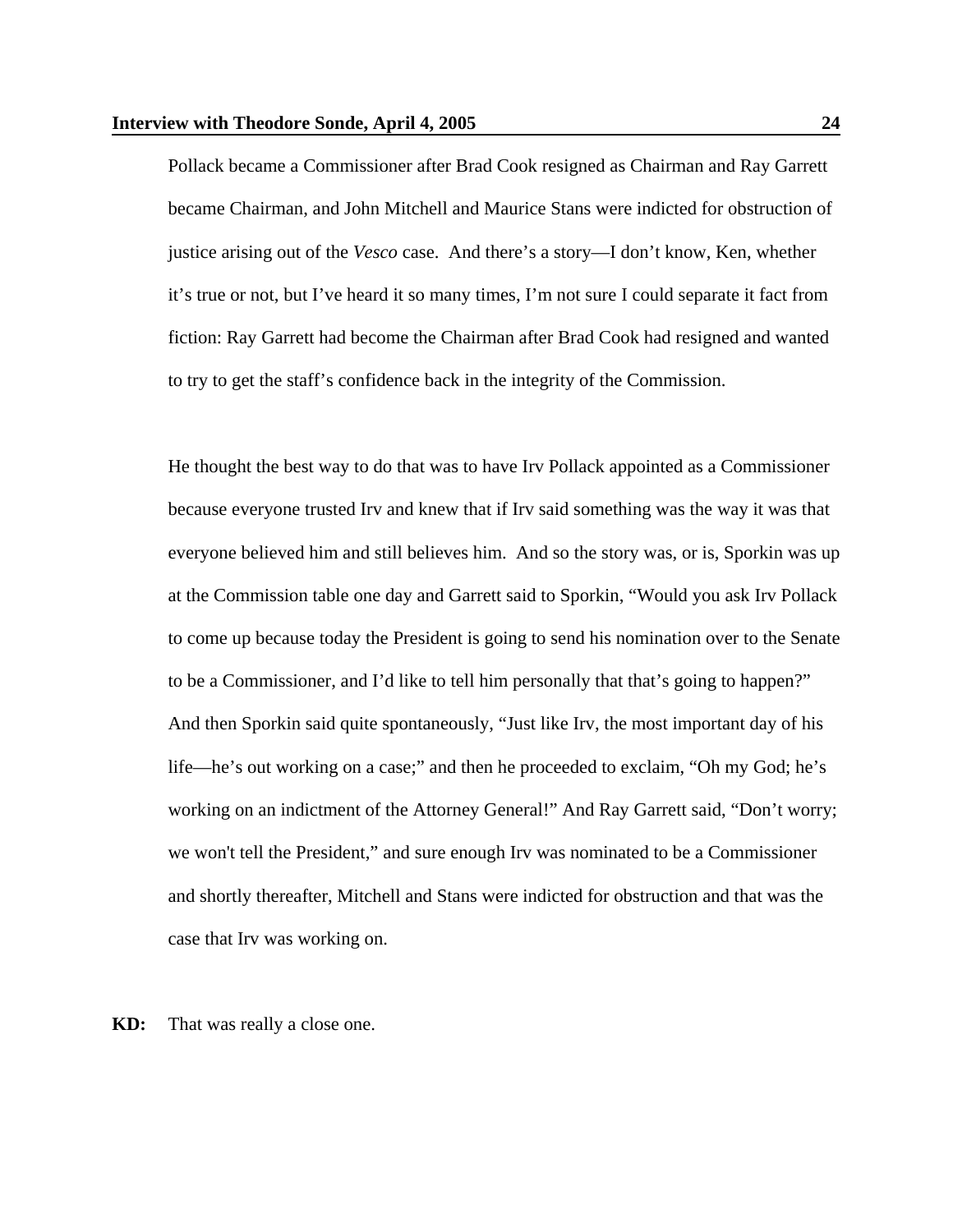Pollack became a Commissioner after Brad Cook resigned as Chairman and Ray Garrett became Chairman, and John Mitchell and Maurice Stans were indicted for obstruction of justice arising out of the *Vesco* case. And there's a story—I don't know, Ken, whether it's true or not, but I've heard it so many times, I'm not sure I could separate it fact from fiction: Ray Garrett had become the Chairman after Brad Cook had resigned and wanted to try to get the staff's confidence back in the integrity of the Commission.

He thought the best way to do that was to have Irv Pollack appointed as a Commissioner because everyone trusted Irv and knew that if Irv said something was the way it was that everyone believed him and still believes him. And so the story was, or is, Sporkin was up at the Commission table one day and Garrett said to Sporkin, "Would you ask Irv Pollack to come up because today the President is going to send his nomination over to the Senate to be a Commissioner, and I'd like to tell him personally that that's going to happen?" And then Sporkin said quite spontaneously, "Just like Irv, the most important day of his life—he's out working on a case;" and then he proceeded to exclaim, "Oh my God; he's working on an indictment of the Attorney General!" And Ray Garrett said, "Don't worry; we won't tell the President," and sure enough Irv was nominated to be a Commissioner and shortly thereafter, Mitchell and Stans were indicted for obstruction and that was the case that Irv was working on.

**KD:** That was really a close one.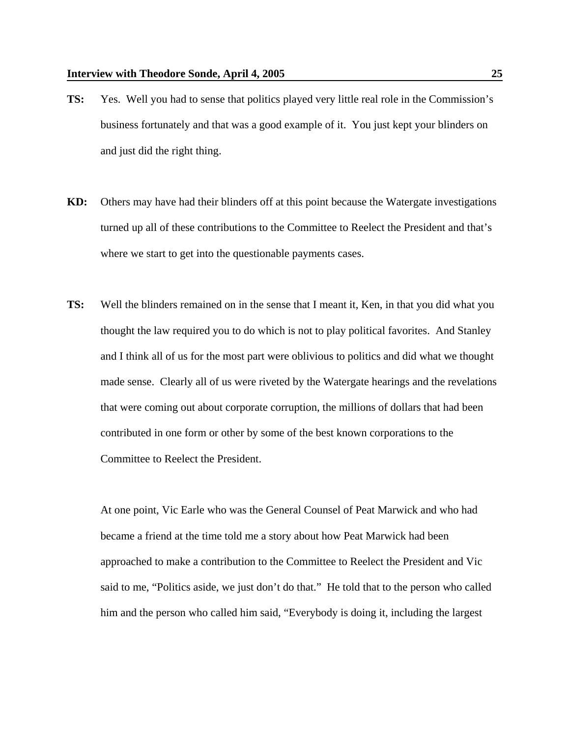**TS:** Yes. Well you had to sense that politics played very little real role in the Commission's business fortunately and that was a good example of it. You just kept your blinders on and just did the right thing.

**KD:** Others may have had their blinders off at this point because the Watergate investigations turned up all of these contributions to the Committee to Reelect the President and that's where we start to get into the questionable payments cases.

**TS:** Well the blinders remained on in the sense that I meant it, Ken, in that you did what you thought the law required you to do which is not to play political favorites. And Stanley and I think all of us for the most part were oblivious to politics and did what we thought made sense. Clearly all of us were riveted by the Watergate hearings and the revelations that were coming out about corporate corruption, the millions of dollars that had been contributed in one form or other by some of the best known corporations to the Committee to Reelect the President.

At one point, Vic Earle who was the General Counsel of Peat Marwick and who had became a friend at the time told me a story about how Peat Marwick had been approached to make a contribution to the Committee to Reelect the President and Vic said to me, "Politics aside, we just don't do that." He told that to the person who called him and the person who called him said, "Everybody is doing it, including the largest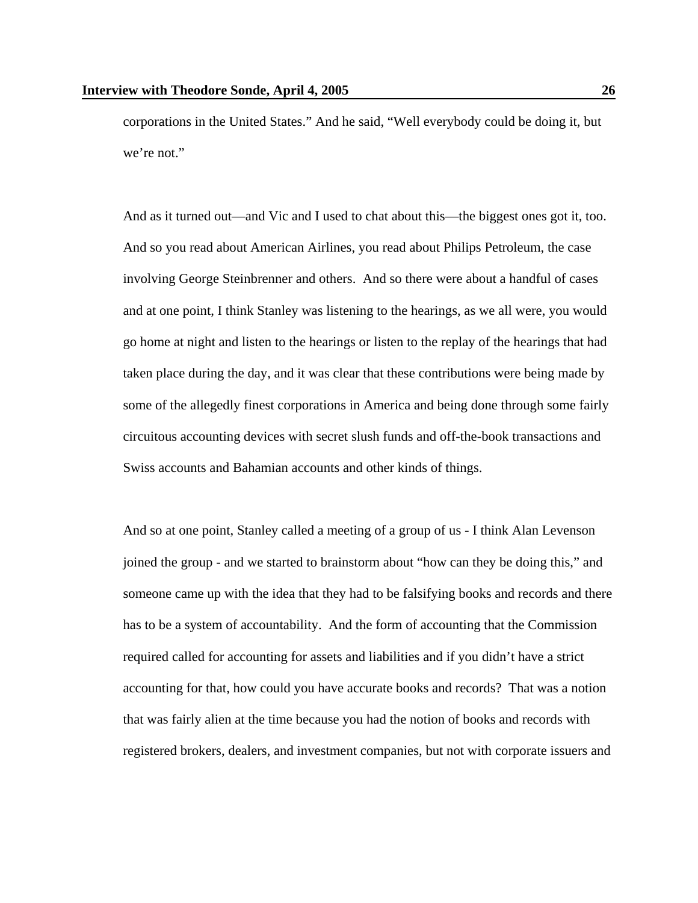corporations in the United States." And he said, "Well everybody could be doing it, but we're not."

And as it turned out—and Vic and I used to chat about this—the biggest ones got it, too. And so you read about American Airlines, you read about Philips Petroleum, the case involving George Steinbrenner and others. And so there were about a handful of cases and at one point, I think Stanley was listening to the hearings, as we all were, you would go home at night and listen to the hearings or listen to the replay of the hearings that had taken place during the day, and it was clear that these contributions were being made by some of the allegedly finest corporations in America and being done through some fairly circuitous accounting devices with secret slush funds and off-the-book transactions and Swiss accounts and Bahamian accounts and other kinds of things.

And so at one point, Stanley called a meeting of a group of us - I think Alan Levenson joined the group - and we started to brainstorm about "how can they be doing this," and someone came up with the idea that they had to be falsifying books and records and there has to be a system of accountability. And the form of accounting that the Commission required called for accounting for assets and liabilities and if you didn't have a strict accounting for that, how could you have accurate books and records? That was a notion that was fairly alien at the time because you had the notion of books and records with registered brokers, dealers, and investment companies, but not with corporate issuers and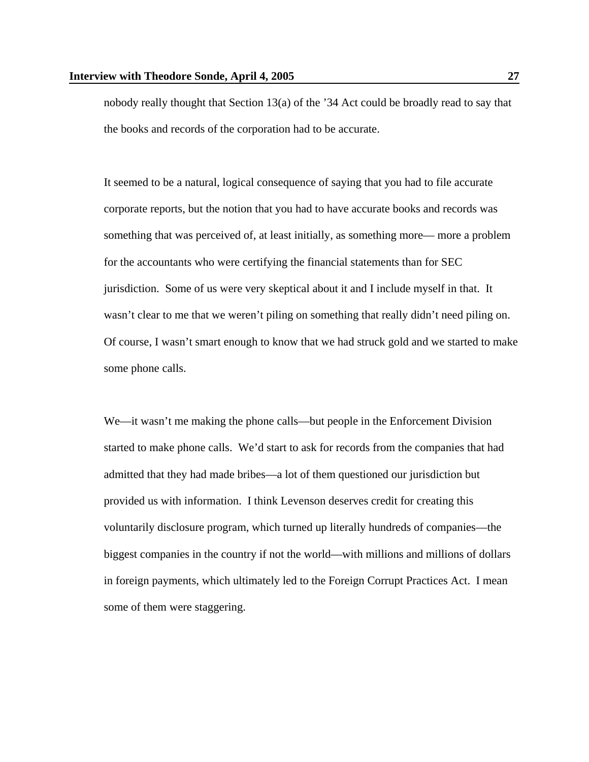nobody really thought that Section 13(a) of the '34 Act could be broadly read to say that the books and records of the corporation had to be accurate.

It seemed to be a natural, logical consequence of saying that you had to file accurate corporate reports, but the notion that you had to have accurate books and records was something that was perceived of, at least initially, as something more— more a problem for the accountants who were certifying the financial statements than for SEC jurisdiction. Some of us were very skeptical about it and I include myself in that. It wasn't clear to me that we weren't piling on something that really didn't need piling on. Of course, I wasn't smart enough to know that we had struck gold and we started to make some phone calls.

We—it wasn't me making the phone calls—but people in the Enforcement Division started to make phone calls. We'd start to ask for records from the companies that had admitted that they had made bribes—a lot of them questioned our jurisdiction but provided us with information. I think Levenson deserves credit for creating this voluntarily disclosure program, which turned up literally hundreds of companies—the biggest companies in the country if not the world—with millions and millions of dollars in foreign payments, which ultimately led to the Foreign Corrupt Practices Act. I mean some of them were staggering.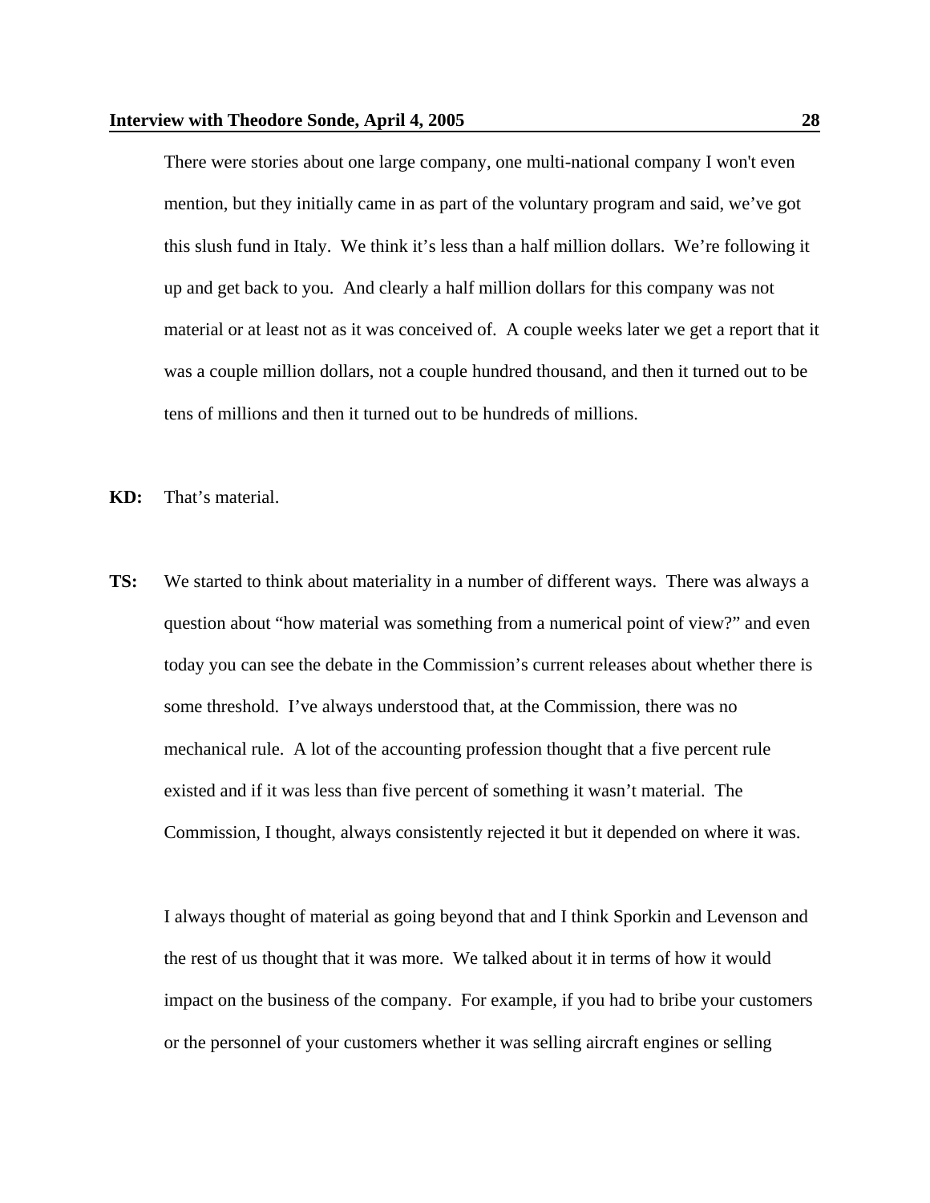There were stories about one large company, one multi-national company I won't even mention, but they initially came in as part of the voluntary program and said, we've got this slush fund in Italy. We think it's less than a half million dollars. We're following it up and get back to you. And clearly a half million dollars for this company was not material or at least not as it was conceived of. A couple weeks later we get a report that it was a couple million dollars, not a couple hundred thousand, and then it turned out to be tens of millions and then it turned out to be hundreds of millions.

**KD:** That's material.

**TS:** We started to think about materiality in a number of different ways. There was always a question about "how material was something from a numerical point of view?" and even today you can see the debate in the Commission's current releases about whether there is some threshold. I've always understood that, at the Commission, there was no mechanical rule. A lot of the accounting profession thought that a five percent rule existed and if it was less than five percent of something it wasn't material. The Commission, I thought, always consistently rejected it but it depended on where it was.

I always thought of material as going beyond that and I think Sporkin and Levenson and the rest of us thought that it was more. We talked about it in terms of how it would impact on the business of the company. For example, if you had to bribe your customers or the personnel of your customers whether it was selling aircraft engines or selling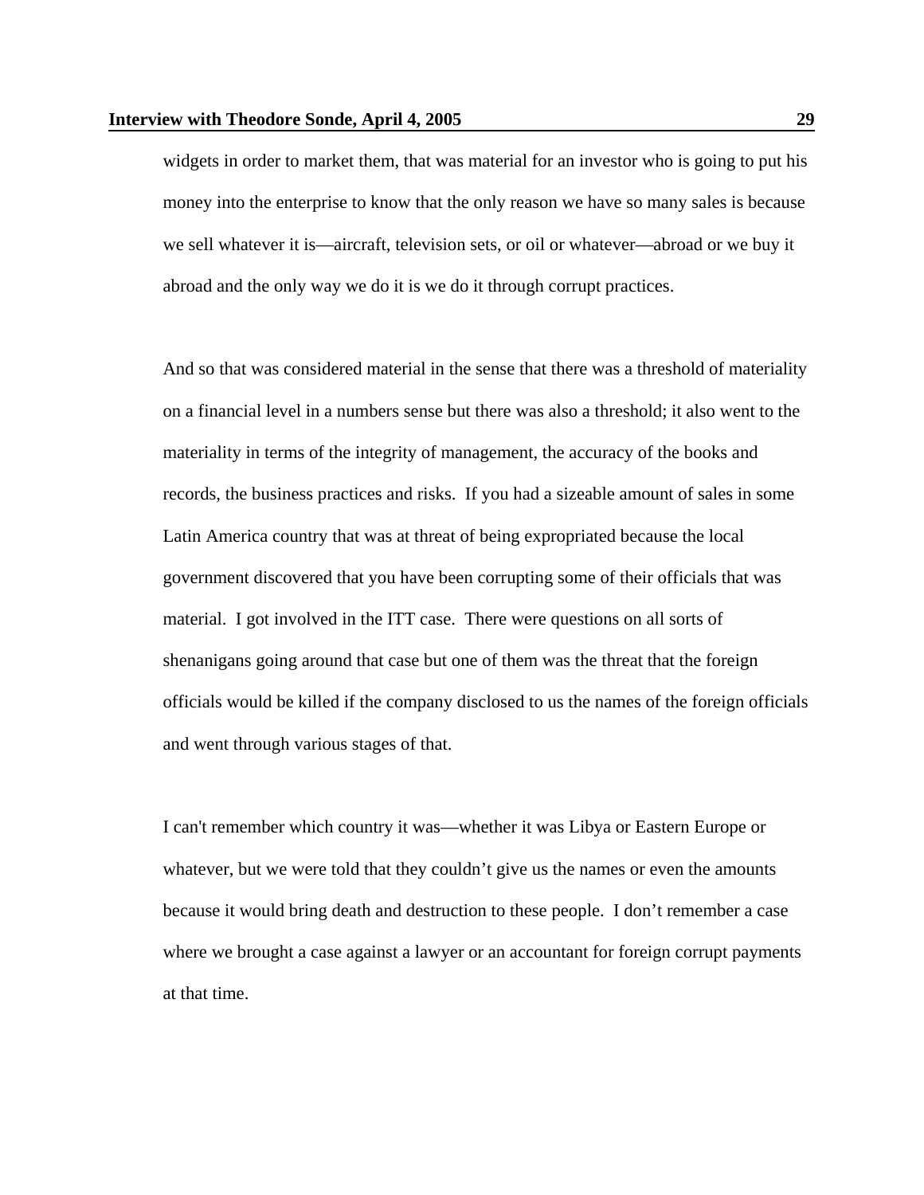widgets in order to market them, that was material for an investor who is going to put his money into the enterprise to know that the only reason we have so many sales is because we sell whatever it is—aircraft, television sets, or oil or whatever—abroad or we buy it abroad and the only way we do it is we do it through corrupt practices.

And so that was considered material in the sense that there was a threshold of materiality on a financial level in a numbers sense but there was also a threshold; it also went to the materiality in terms of the integrity of management, the accuracy of the books and records, the business practices and risks. If you had a sizeable amount of sales in some Latin America country that was at threat of being expropriated because the local government discovered that you have been corrupting some of their officials that was material. I got involved in the ITT case. There were questions on all sorts of shenanigans going around that case but one of them was the threat that the foreign officials would be killed if the company disclosed to us the names of the foreign officials and went through various stages of that.

I can't remember which country it was—whether it was Libya or Eastern Europe or whatever, but we were told that they couldn't give us the names or even the amounts because it would bring death and destruction to these people. I don't remember a case where we brought a case against a lawyer or an accountant for foreign corrupt payments at that time.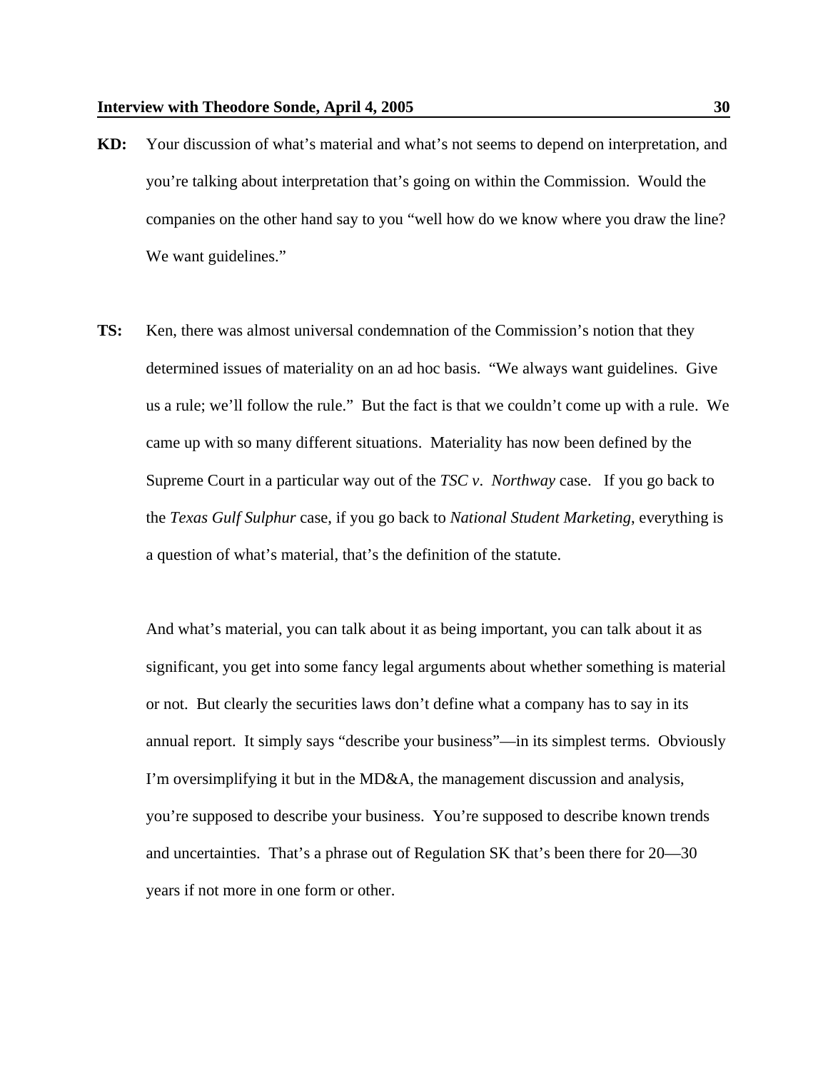**KD:** Your discussion of what's material and what's not seems to depend on interpretation, and you're talking about interpretation that's going on within the Commission. Would the companies on the other hand say to you "well how do we know where you draw the line? We want guidelines."

**TS:** Ken, there was almost universal condemnation of the Commission's notion that they determined issues of materiality on an ad hoc basis. "We always want guidelines. Give us a rule; we'll follow the rule." But the fact is that we couldn't come up with a rule. We came up with so many different situations. Materiality has now been defined by the Supreme Court in a particular way out of the *TSC v. Northway* case. If you go back to the *Texas Gulf Sulphur* case, if you go back to *National Student Marketing*, everything is a question of what's material, that's the definition of the statute.

And what's material, you can talk about it as being important, you can talk about it as significant, you get into some fancy legal arguments about whether something is material or not. But clearly the securities laws don't define what a company has to say in its annual report. It simply says "describe your business"—in its simplest terms. Obviously I'm oversimplifying it but in the MD&A, the management discussion and analysis, you're supposed to describe your business. You're supposed to describe known trends and uncertainties. That's a phrase out of Regulation SK that's been there for 20—30 years if not more in one form or other.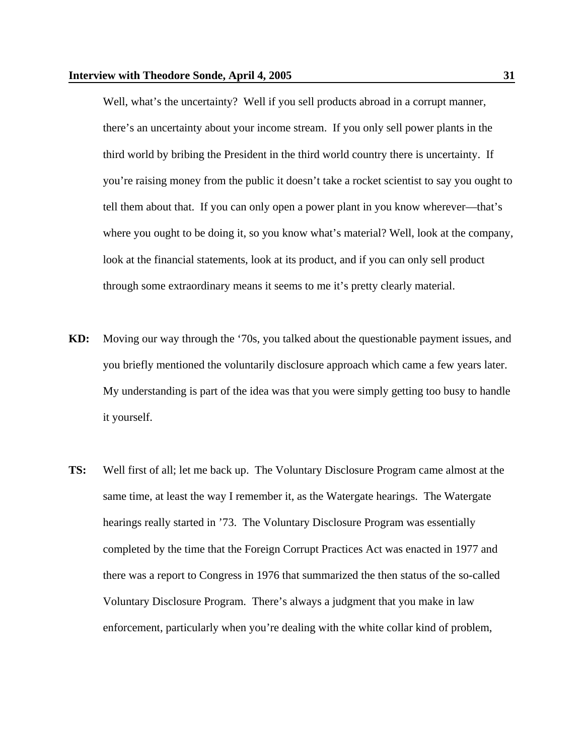Well, what's the uncertainty? Well if you sell products abroad in a corrupt manner, there's an uncertainty about your income stream. If you only sell power plants in the third world by bribing the President in the third world country there is uncertainty. If you're raising money from the public it doesn't take a rocket scientist to say you ought to tell them about that. If you can only open a power plant in you know wherever—that's where you ought to be doing it, so you know what's material? Well, look at the company, look at the financial statements, look at its product, and if you can only sell product through some extraordinary means it seems to me it's pretty clearly material.

**KD:** Moving our way through the '70s, you talked about the questionable payment issues, and you briefly mentioned the voluntarily disclosure approach which came a few years later. My understanding is part of the idea was that you were simply getting too busy to handle it yourself.

**TS:** Well first of all; let me back up. The Voluntary Disclosure Program came almost at the same time, at least the way I remember it, as the Watergate hearings. The Watergate hearings really started in '73. The Voluntary Disclosure Program was essentially completed by the time that the Foreign Corrupt Practices Act was enacted in 1977 and there was a report to Congress in 1976 that summarized the then status of the so-called Voluntary Disclosure Program. There's always a judgment that you make in law enforcement, particularly when you're dealing with the white collar kind of problem,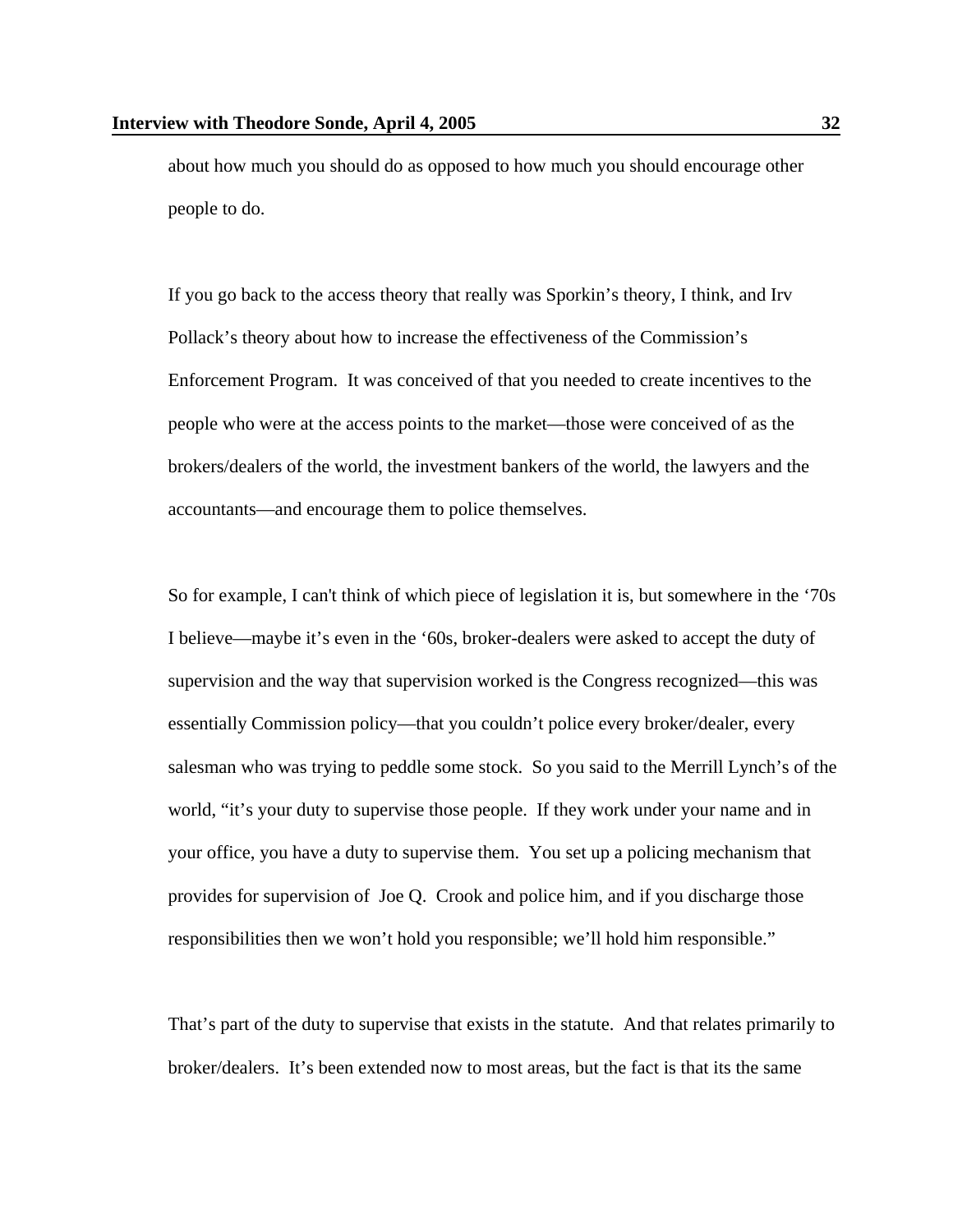about how much you should do as opposed to how much you should encourage other people to do.

If you go back to the access theory that really was Sporkin's theory, I think, and Irv Pollack's theory about how to increase the effectiveness of the Commission's Enforcement Program. It was conceived of that you needed to create incentives to the people who were at the access points to the market—those were conceived of as the brokers/dealers of the world, the investment bankers of the world, the lawyers and the accountants—and encourage them to police themselves.

So for example, I can't think of which piece of legislation it is, but somewhere in the '70s I believe—maybe it's even in the '60s, broker-dealers were asked to accept the duty of supervision and the way that supervision worked is the Congress recognized—this was essentially Commission policy—that you couldn't police every broker/dealer, every salesman who was trying to peddle some stock. So you said to the Merrill Lynch's of the world, "it's your duty to supervise those people. If they work under your name and in your office, you have a duty to supervise them. You set up a policing mechanism that provides for supervision of Joe Q. Crook and police him, and if you discharge those responsibilities then we won't hold you responsible; we'll hold him responsible."

That's part of the duty to supervise that exists in the statute. And that relates primarily to broker/dealers. It's been extended now to most areas, but the fact is that its the same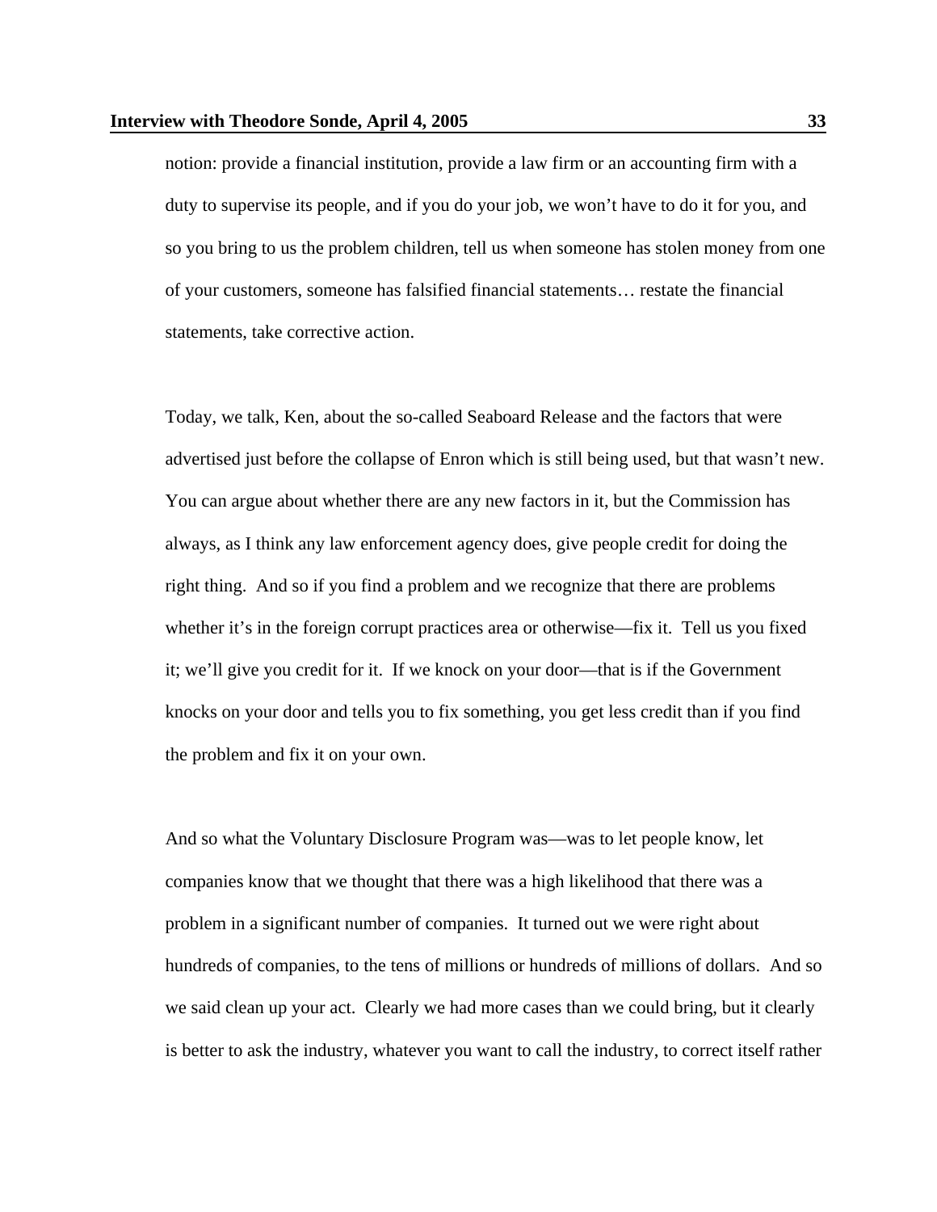notion: provide a financial institution, provide a law firm or an accounting firm with a duty to supervise its people, and if you do your job, we won't have to do it for you, and so you bring to us the problem children, tell us when someone has stolen money from one of your customers, someone has falsified financial statements… restate the financial statements, take corrective action.

Today, we talk, Ken, about the so-called Seaboard Release and the factors that were advertised just before the collapse of Enron which is still being used, but that wasn't new. You can argue about whether there are any new factors in it, but the Commission has always, as I think any law enforcement agency does, give people credit for doing the right thing. And so if you find a problem and we recognize that there are problems whether it's in the foreign corrupt practices area or otherwise—fix it. Tell us you fixed it; we'll give you credit for it. If we knock on your door—that is if the Government knocks on your door and tells you to fix something, you get less credit than if you find the problem and fix it on your own.

And so what the Voluntary Disclosure Program was—was to let people know, let companies know that we thought that there was a high likelihood that there was a problem in a significant number of companies. It turned out we were right about hundreds of companies, to the tens of millions or hundreds of millions of dollars. And so we said clean up your act. Clearly we had more cases than we could bring, but it clearly is better to ask the industry, whatever you want to call the industry, to correct itself rather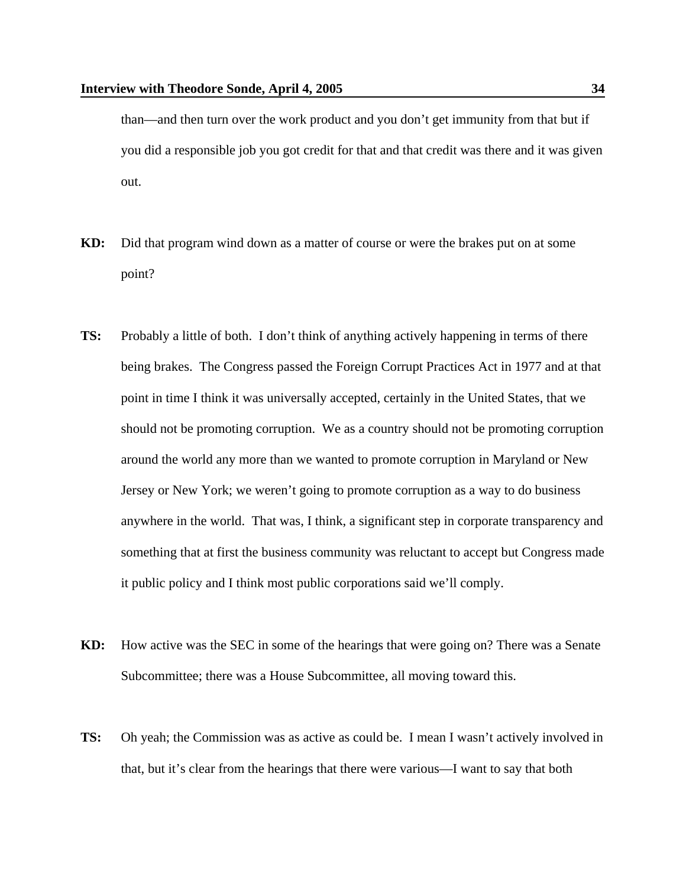than—and then turn over the work product and you don't get immunity from that but if you did a responsible job you got credit for that and that credit was there and it was given out.

**KD:** Did that program wind down as a matter of course or were the brakes put on at some point?

**TS:** Probably a little of both. I don't think of anything actively happening in terms of there being brakes. The Congress passed the Foreign Corrupt Practices Act in 1977 and at that point in time I think it was universally accepted, certainly in the United States, that we should not be promoting corruption. We as a country should not be promoting corruption around the world any more than we wanted to promote corruption in Maryland or New Jersey or New York; we weren't going to promote corruption as a way to do business anywhere in the world. That was, I think, a significant step in corporate transparency and something that at first the business community was reluctant to accept but Congress made it public policy and I think most public corporations said we'll comply.

**KD:** How active was the SEC in some of the hearings that were going on? There was a Senate Subcommittee; there was a House Subcommittee, all moving toward this.

**TS:** Oh yeah; the Commission was as active as could be. I mean I wasn't actively involved in that, but it's clear from the hearings that there were various—I want to say that both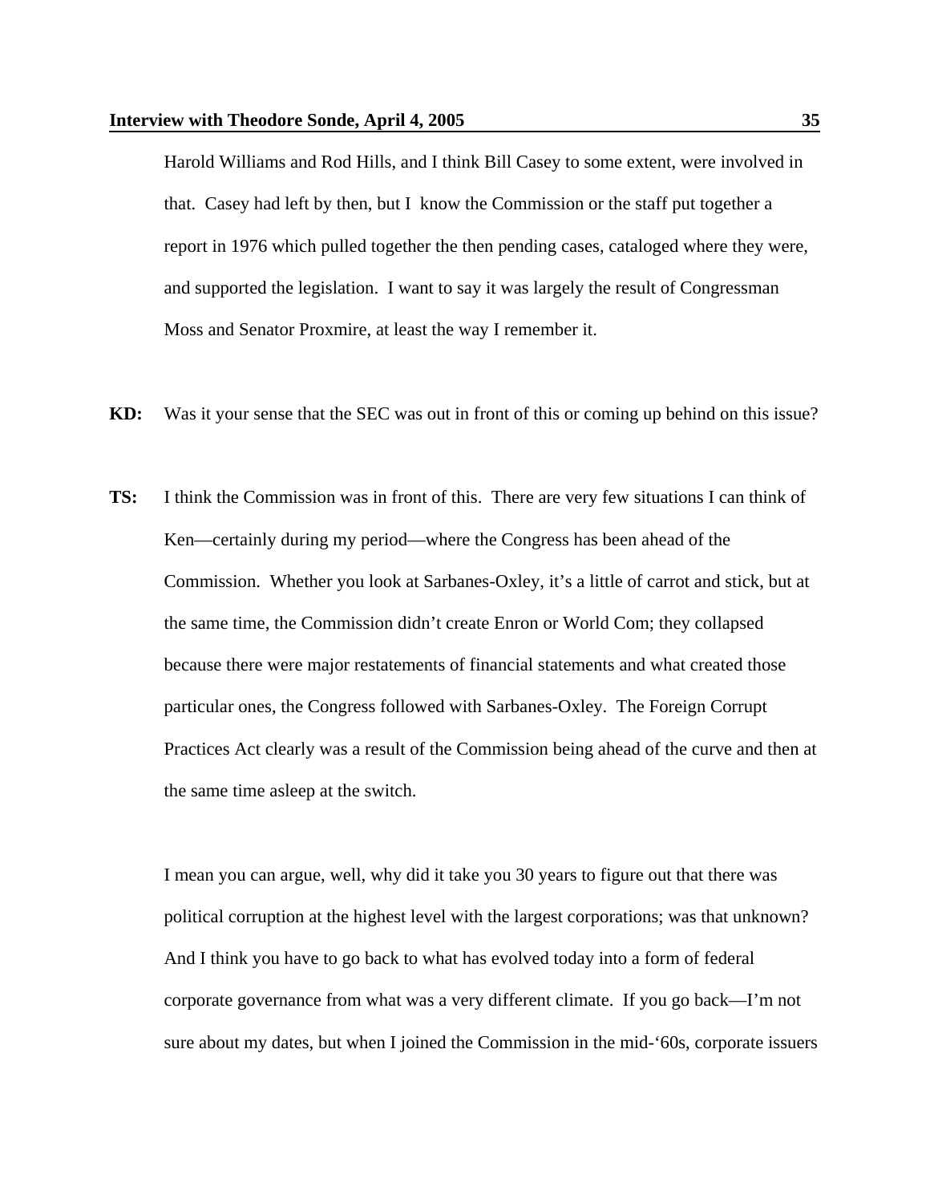Harold Williams and Rod Hills, and I think Bill Casey to some extent, were involved in that. Casey had left by then, but I know the Commission or the staff put together a report in 1976 which pulled together the then pending cases, cataloged where they were, and supported the legislation. I want to say it was largely the result of Congressman Moss and Senator Proxmire, at least the way I remember it.

**KD:** Was it your sense that the SEC was out in front of this or coming up behind on this issue?

**TS:** I think the Commission was in front of this. There are very few situations I can think of Ken—certainly during my period—where the Congress has been ahead of the Commission. Whether you look at Sarbanes-Oxley, it's a little of carrot and stick, but at the same time, the Commission didn't create Enron or World Com; they collapsed because there were major restatements of financial statements and what created those particular ones, the Congress followed with Sarbanes-Oxley. The Foreign Corrupt Practices Act clearly was a result of the Commission being ahead of the curve and then at the same time asleep at the switch.

I mean you can argue, well, why did it take you 30 years to figure out that there was political corruption at the highest level with the largest corporations; was that unknown? And I think you have to go back to what has evolved today into a form of federal corporate governance from what was a very different climate. If you go back—I'm not sure about my dates, but when I joined the Commission in the mid-'60s, corporate issuers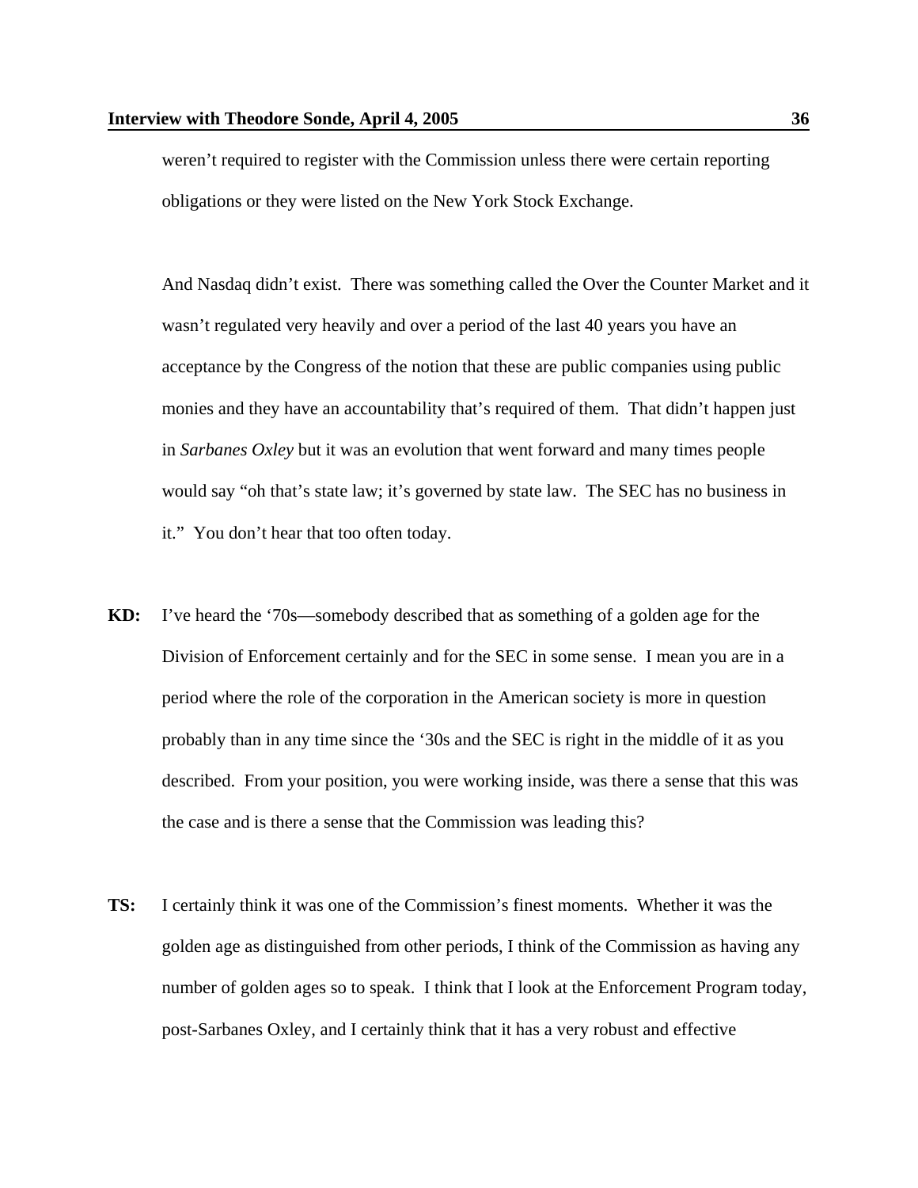weren't required to register with the Commission unless there were certain reporting obligations or they were listed on the New York Stock Exchange.

And Nasdaq didn't exist. There was something called the Over the Counter Market and it wasn't regulated very heavily and over a period of the last 40 years you have an acceptance by the Congress of the notion that these are public companies using public monies and they have an accountability that's required of them. That didn't happen just in *Sarbanes Oxley* but it was an evolution that went forward and many times people would say "oh that's state law; it's governed by state law. The SEC has no business in it." You don't hear that too often today.

**KD:** I've heard the '70s—somebody described that as something of a golden age for the Division of Enforcement certainly and for the SEC in some sense. I mean you are in a period where the role of the corporation in the American society is more in question probably than in any time since the '30s and the SEC is right in the middle of it as you described. From your position, you were working inside, was there a sense that this was the case and is there a sense that the Commission was leading this?

**TS:** I certainly think it was one of the Commission's finest moments. Whether it was the golden age as distinguished from other periods, I think of the Commission as having any number of golden ages so to speak. I think that I look at the Enforcement Program today, post-Sarbanes Oxley, and I certainly think that it has a very robust and effective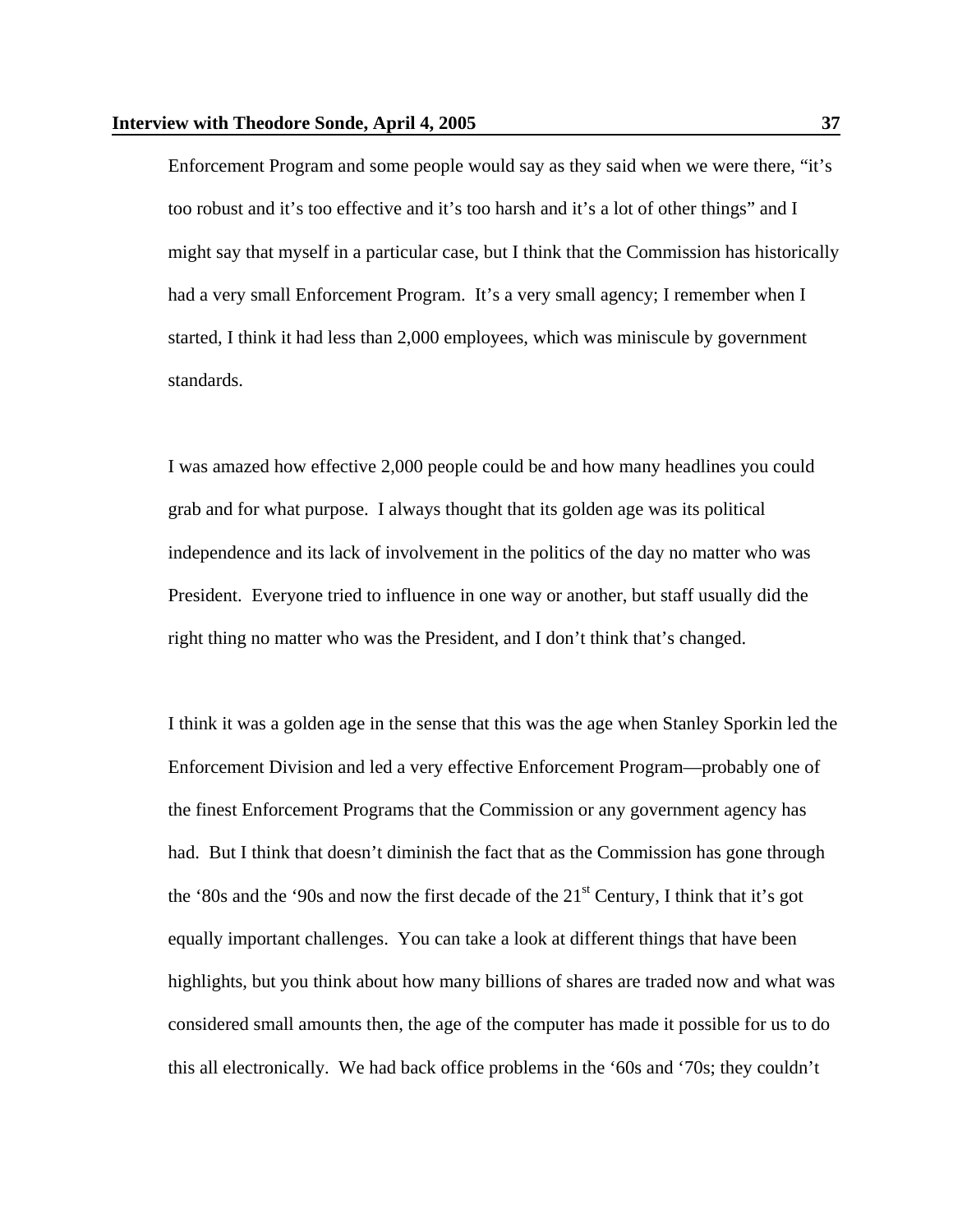Enforcement Program and some people would say as they said when we were there, "it's too robust and it's too effective and it's too harsh and it's a lot of other things" and I might say that myself in a particular case, but I think that the Commission has historically had a very small Enforcement Program. It's a very small agency; I remember when I started, I think it had less than 2,000 employees, which was miniscule by government standards.

I was amazed how effective 2,000 people could be and how many headlines you could grab and for what purpose. I always thought that its golden age was its political independence and its lack of involvement in the politics of the day no matter who was President. Everyone tried to influence in one way or another, but staff usually did the right thing no matter who was the President, and I don't think that's changed.

I think it was a golden age in the sense that this was the age when Stanley Sporkin led the Enforcement Division and led a very effective Enforcement Program—probably one of the finest Enforcement Programs that the Commission or any government agency has had. But I think that doesn't diminish the fact that as the Commission has gone through the '80s and the '90s and now the first decade of the 21st Century, I think that it's got equally important challenges. You can take a look at different things that have been highlights, but you think about how many billions of shares are traded now and what was considered small amounts then, the age of the computer has made it possible for us to do this all electronically. We had back office problems in the '60s and '70s; they couldn't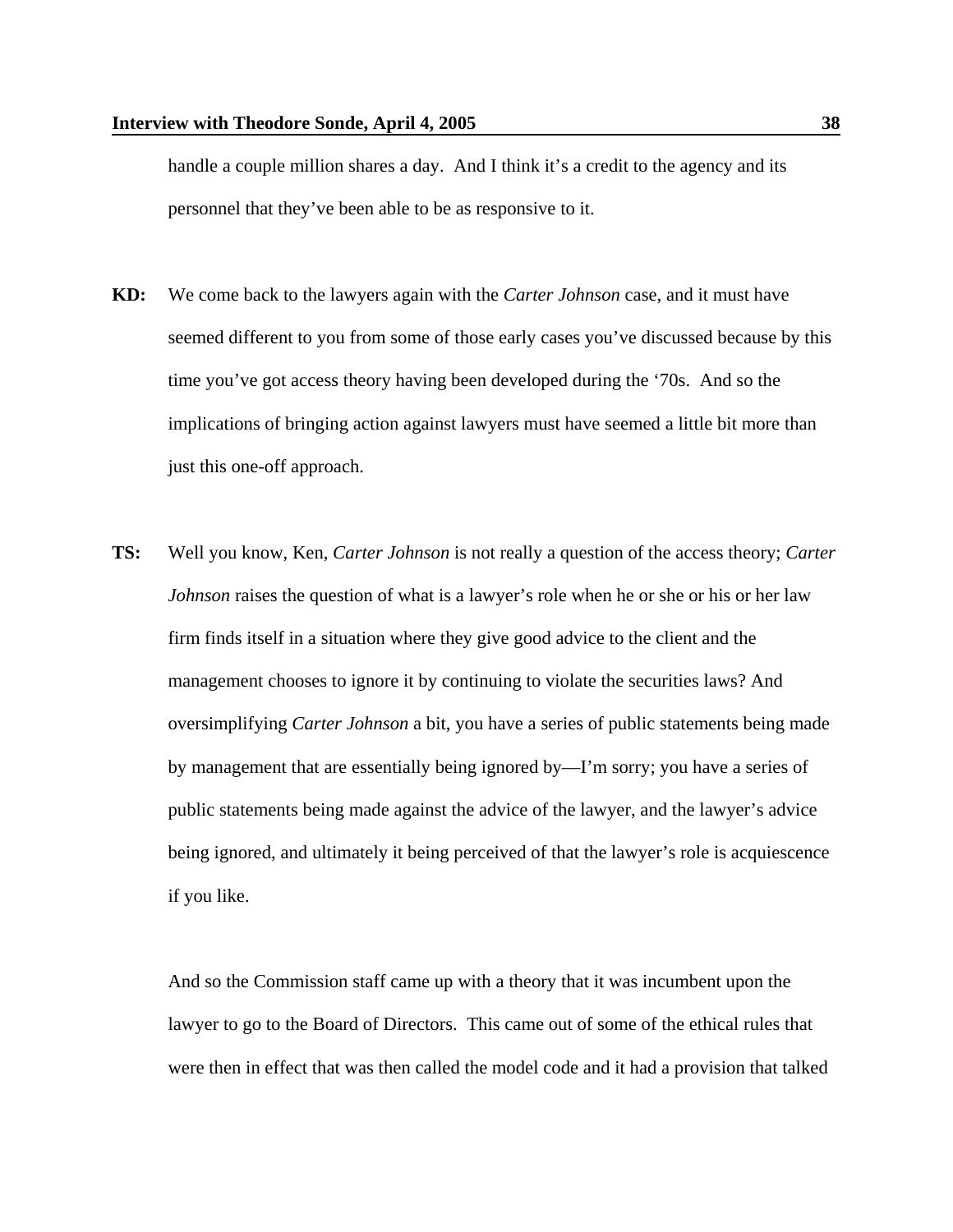handle a couple million shares a day. And I think it's a credit to the agency and its personnel that they've been able to be as responsive to it.

**KD:** We come back to the lawyers again with the *Carter Johnson* case, and it must have seemed different to you from some of those early cases you've discussed because by this time you've got access theory having been developed during the '70s. And so the implications of bringing action against lawyers must have seemed a little bit more than just this one-off approach.

**TS:** Well you know, Ken, *Carter Johnson* is not really a question of the access theory; *Carter Johnson* raises the question of what is a lawyer's role when he or she or his or her law firm finds itself in a situation where they give good advice to the client and the management chooses to ignore it by continuing to violate the securities laws? And oversimplifying *Carter Johnson* a bit, you have a series of public statements being made by management that are essentially being ignored by—I'm sorry; you have a series of public statements being made against the advice of the lawyer, and the lawyer's advice being ignored, and ultimately it being perceived of that the lawyer's role is acquiescence if you like.

And so the Commission staff came up with a theory that it was incumbent upon the lawyer to go to the Board of Directors. This came out of some of the ethical rules that were then in effect that was then called the model code and it had a provision that talked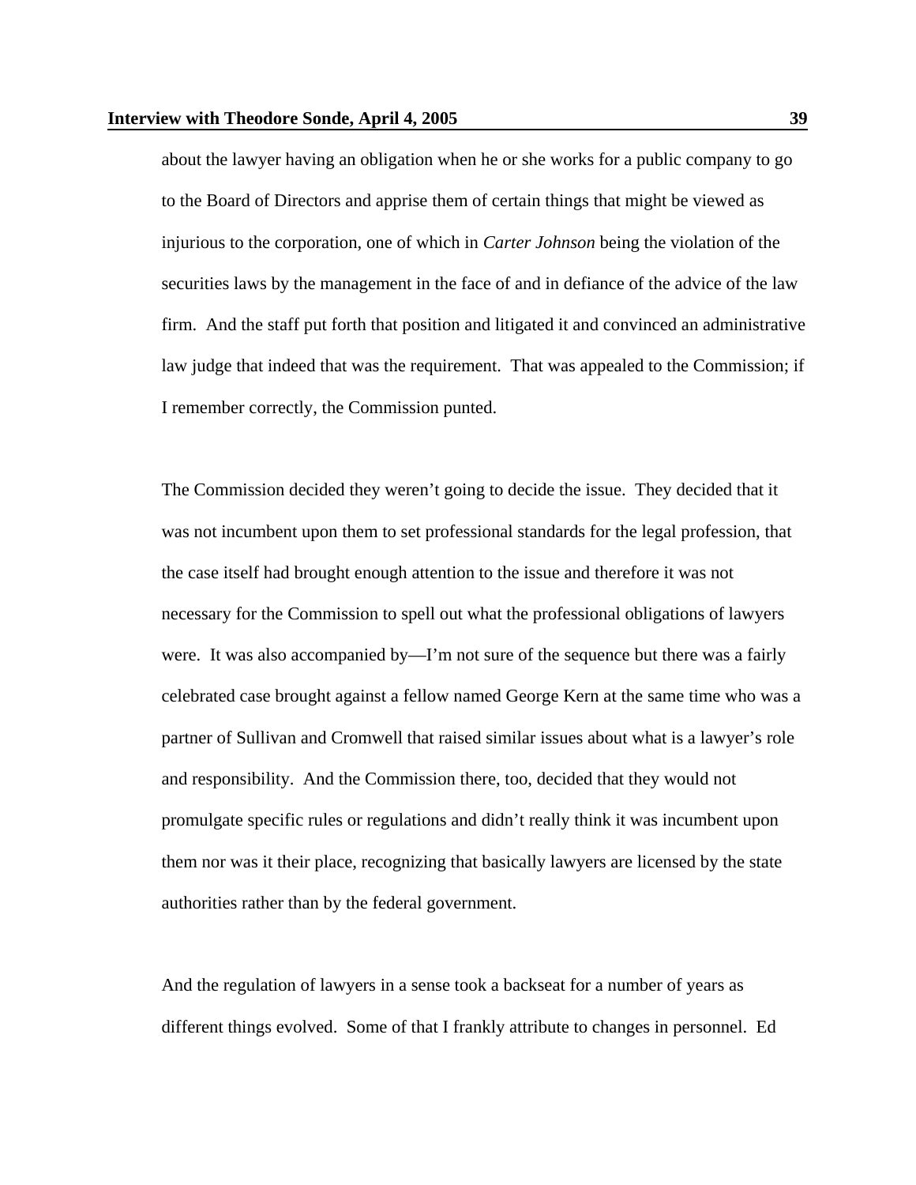about the lawyer having an obligation when he or she works for a public company to go to the Board of Directors and apprise them of certain things that might be viewed as injurious to the corporation, one of which in *Carter Johnson* being the violation of the securities laws by the management in the face of and in defiance of the advice of the law firm. And the staff put forth that position and litigated it and convinced an administrative law judge that indeed that was the requirement. That was appealed to the Commission; if I remember correctly, the Commission punted.

The Commission decided they weren't going to decide the issue. They decided that it was not incumbent upon them to set professional standards for the legal profession, that the case itself had brought enough attention to the issue and therefore it was not necessary for the Commission to spell out what the professional obligations of lawyers were. It was also accompanied by—I'm not sure of the sequence but there was a fairly celebrated case brought against a fellow named George Kern at the same time who was a partner of Sullivan and Cromwell that raised similar issues about what is a lawyer's role and responsibility. And the Commission there, too, decided that they would not promulgate specific rules or regulations and didn't really think it was incumbent upon them nor was it their place, recognizing that basically lawyers are licensed by the state authorities rather than by the federal government.

And the regulation of lawyers in a sense took a backseat for a number of years as different things evolved. Some of that I frankly attribute to changes in personnel. Ed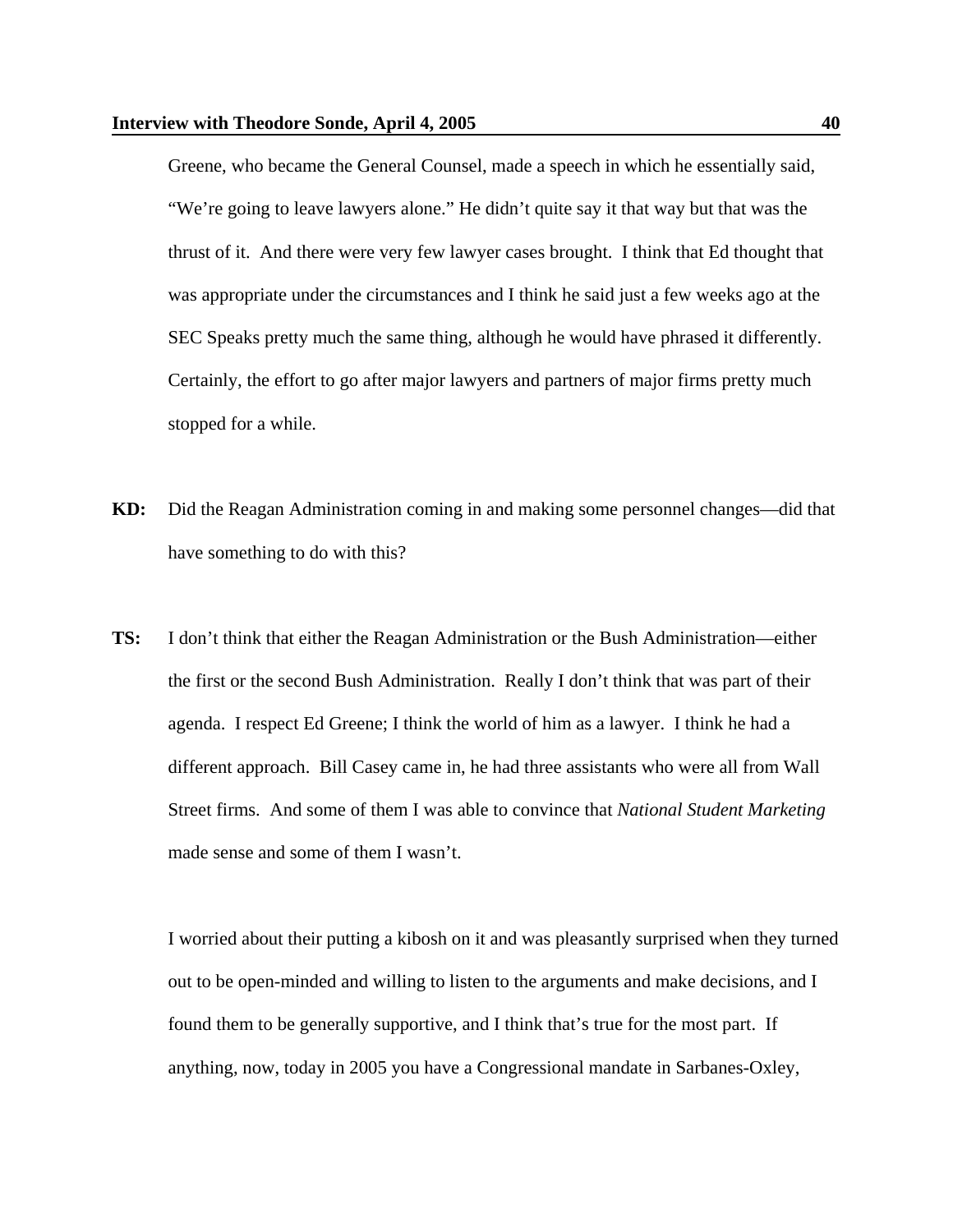Greene, who became the General Counsel, made a speech in which he essentially said, "We're going to leave lawyers alone." He didn't quite say it that way but that was the thrust of it. And there were very few lawyer cases brought. I think that Ed thought that was appropriate under the circumstances and I think he said just a few weeks ago at the SEC Speaks pretty much the same thing, although he would have phrased it differently. Certainly, the effort to go after major lawyers and partners of major firms pretty much stopped for a while.

**KD:** Did the Reagan Administration coming in and making some personnel changes—did that have something to do with this?

**TS:** I don't think that either the Reagan Administration or the Bush Administration—either the first or the second Bush Administration. Really I don't think that was part of their agenda. I respect Ed Greene; I think the world of him as a lawyer. I think he had a different approach. Bill Casey came in, he had three assistants who were all from Wall Street firms. And some of them I was able to convince that *National Student Marketing* made sense and some of them I wasn't.

I worried about their putting a kibosh on it and was pleasantly surprised when they turned out to be open-minded and willing to listen to the arguments and make decisions, and I found them to be generally supportive, and I think that's true for the most part. If anything, now, today in 2005 you have a Congressional mandate in Sarbanes-Oxley,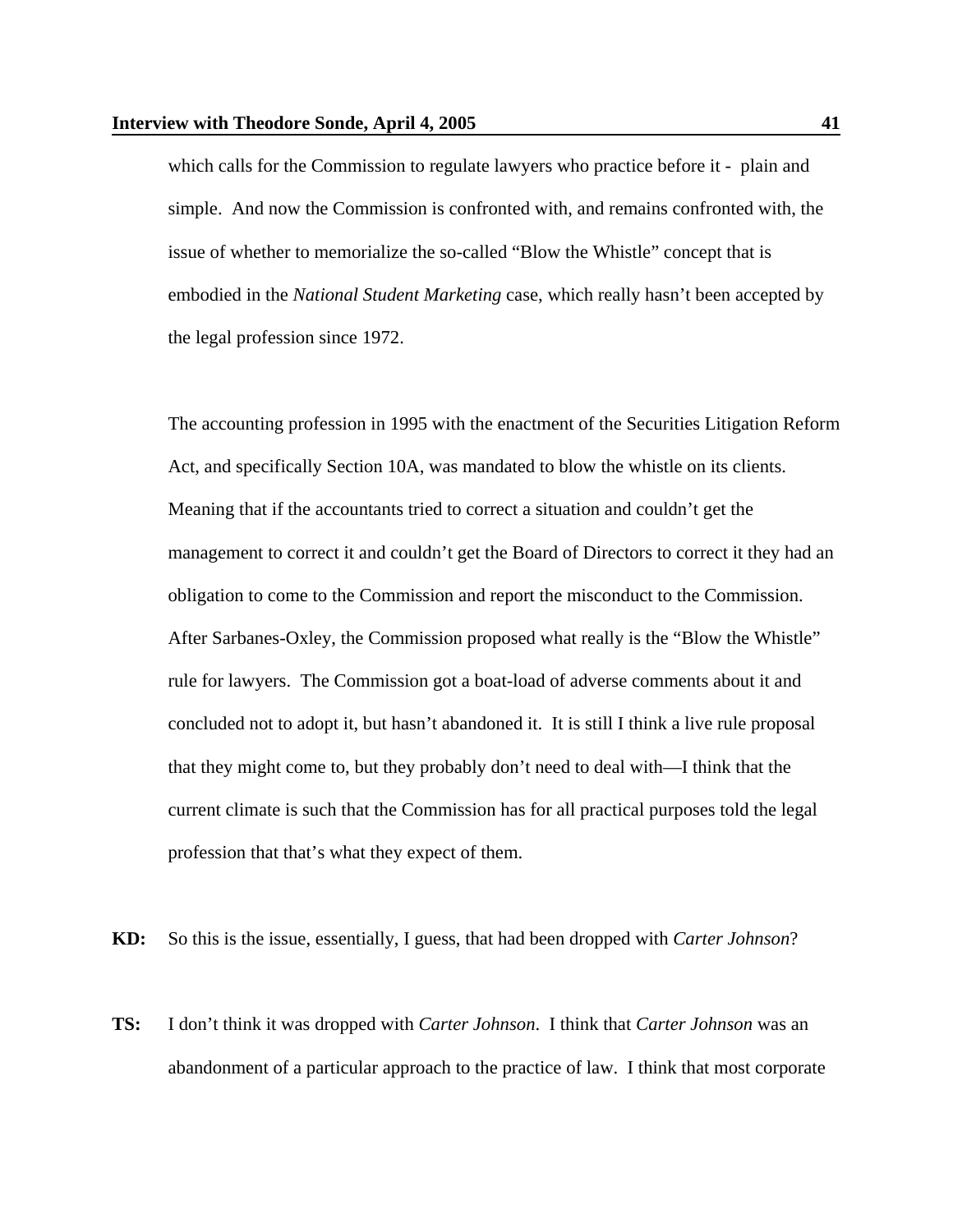which calls for the Commission to regulate lawyers who practice before it - plain and simple. And now the Commission is confronted with, and remains confronted with, the issue of whether to memorialize the so-called "Blow the Whistle" concept that is embodied in the *National Student Marketing* case, which really hasn't been accepted by the legal profession since 1972.

The accounting profession in 1995 with the enactment of the Securities Litigation Reform Act, and specifically Section 10A, was mandated to blow the whistle on its clients. Meaning that if the accountants tried to correct a situation and couldn't get the management to correct it and couldn't get the Board of Directors to correct it they had an obligation to come to the Commission and report the misconduct to the Commission. After Sarbanes-Oxley, the Commission proposed what really is the "Blow the Whistle" rule for lawyers. The Commission got a boat-load of adverse comments about it and concluded not to adopt it, but hasn't abandoned it. It is still I think a live rule proposal that they might come to, but they probably don't need to deal with—I think that the current climate is such that the Commission has for all practical purposes told the legal profession that that's what they expect of them.

**KD:** So this is the issue, essentially, I guess, that had been dropped with *Carter Johnson*?

**TS:** I don't think it was dropped with *Carter Johnson*. I think that *Carter Johnson* was an abandonment of a particular approach to the practice of law. I think that most corporate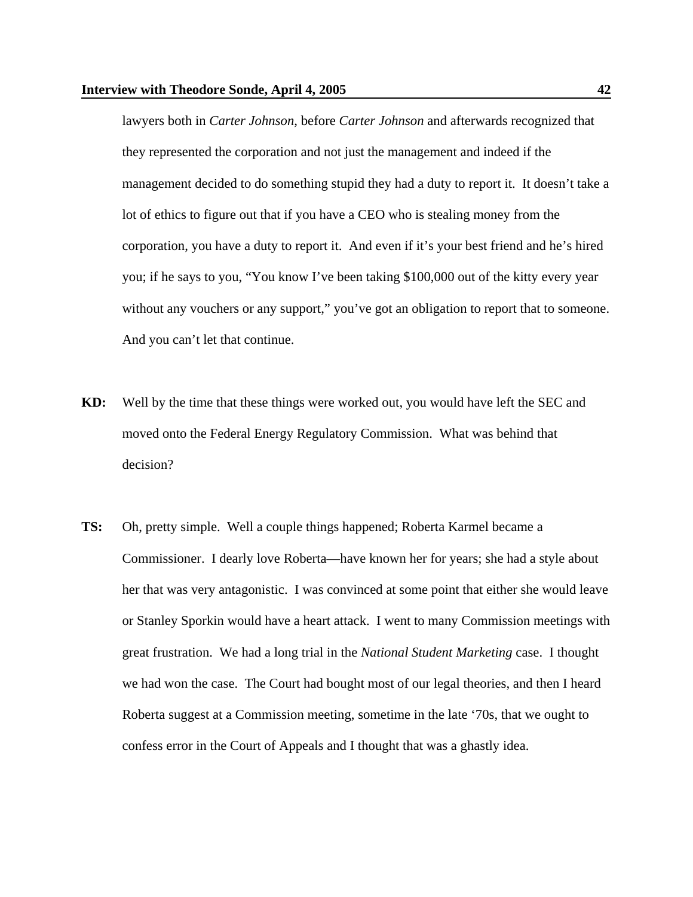lawyers both in *Carter Johnson*, before *Carter Johnson* and afterwards recognized that they represented the corporation and not just the management and indeed if the management decided to do something stupid they had a duty to report it. It doesn't take a lot of ethics to figure out that if you have a CEO who is stealing money from the corporation, you have a duty to report it. And even if it's your best friend and he's hired you; if he says to you, "You know I've been taking $100,000 out of the kitty every year without any vouchers or any support," you've got an obligation to report that to someone. And you can't let that continue.

**KD:** Well by the time that these things were worked out, you would have left the SEC and moved onto the Federal Energy Regulatory Commission. What was behind that decision?

**TS:** Oh, pretty simple. Well a couple things happened; Roberta Karmel became a Commissioner. I dearly love Roberta—have known her for years; she had a style about her that was very antagonistic. I was convinced at some point that either she would leave or Stanley Sporkin would have a heart attack. I went to many Commission meetings with great frustration. We had a long trial in the *National Student Marketing* case. I thought we had won the case. The Court had bought most of our legal theories, and then I heard Roberta suggest at a Commission meeting, sometime in the late '70s, that we ought to confess error in the Court of Appeals and I thought that was a ghastly idea.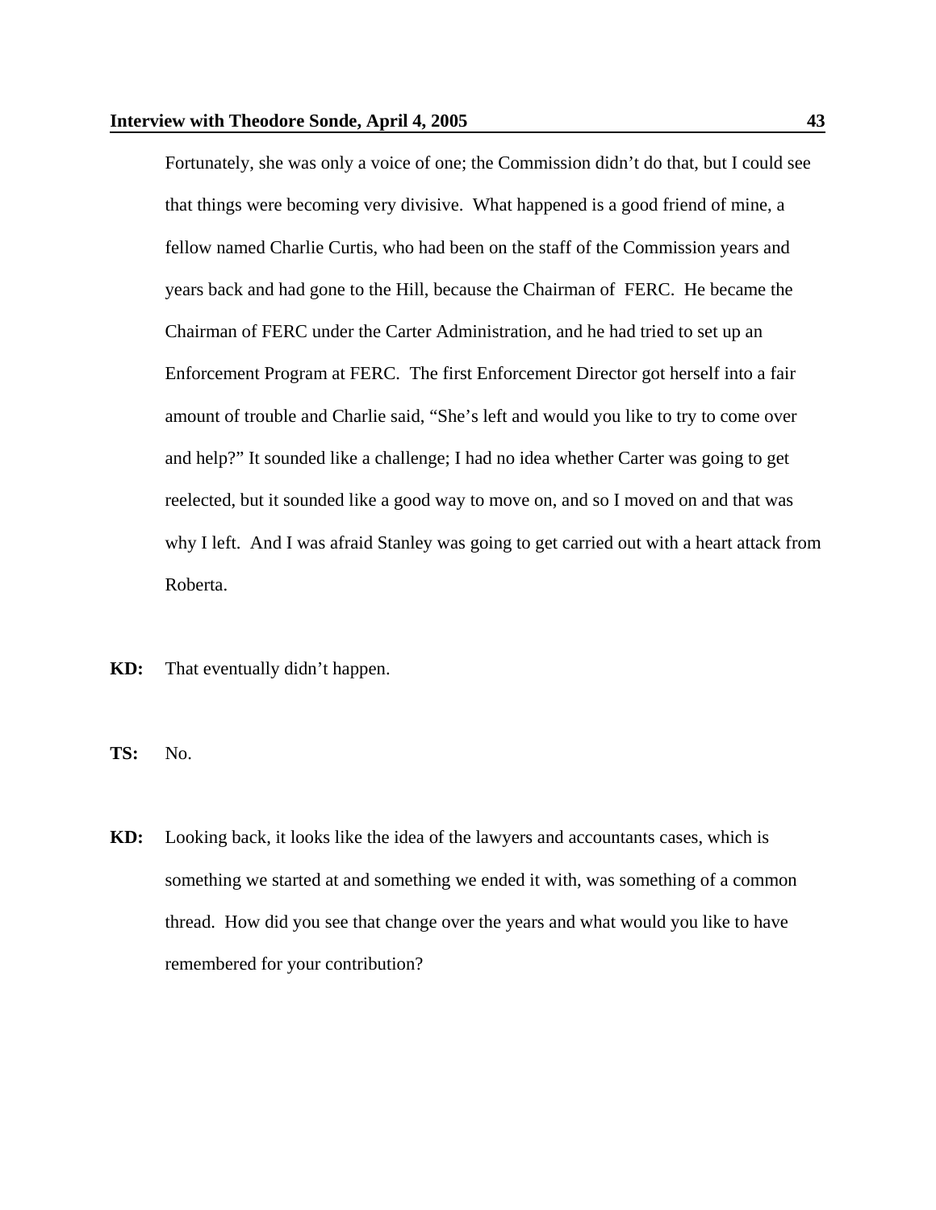Fortunately, she was only a voice of one; the Commission didn't do that, but I could see that things were becoming very divisive. What happened is a good friend of mine, a fellow named Charlie Curtis, who had been on the staff of the Commission years and years back and had gone to the Hill, because the Chairman of FERC. He became the Chairman of FERC under the Carter Administration, and he had tried to set up an Enforcement Program at FERC. The first Enforcement Director got herself into a fair amount of trouble and Charlie said, "She's left and would you like to try to come over and help?" It sounded like a challenge; I had no idea whether Carter was going to get reelected, but it sounded like a good way to move on, and so I moved on and that was why I left. And I was afraid Stanley was going to get carried out with a heart attack from Roberta.

**KD:** That eventually didn't happen.

**TS:** No.

**KD:** Looking back, it looks like the idea of the lawyers and accountants cases, which is something we started at and something we ended it with, was something of a common thread. How did you see that change over the years and what would you like to have remembered for your contribution?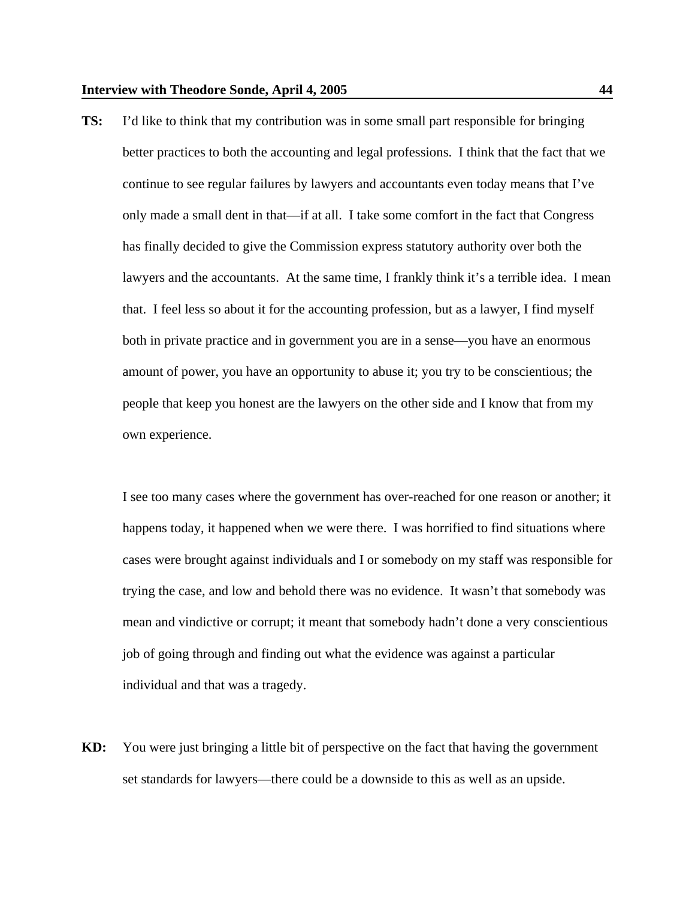**TS:** I'd like to think that my contribution was in some small part responsible for bringing better practices to both the accounting and legal professions. I think that the fact that we continue to see regular failures by lawyers and accountants even today means that I've only made a small dent in that—if at all. I take some comfort in the fact that Congress has finally decided to give the Commission express statutory authority over both the lawyers and the accountants. At the same time, I frankly think it's a terrible idea. I mean that. I feel less so about it for the accounting profession, but as a lawyer, I find myself both in private practice and in government you are in a sense—you have an enormous amount of power, you have an opportunity to abuse it; you try to be conscientious; the people that keep you honest are the lawyers on the other side and I know that from my own experience.

I see too many cases where the government has over-reached for one reason or another; it happens today, it happened when we were there. I was horrified to find situations where cases were brought against individuals and I or somebody on my staff was responsible for trying the case, and low and behold there was no evidence. It wasn't that somebody was mean and vindictive or corrupt; it meant that somebody hadn't done a very conscientious job of going through and finding out what the evidence was against a particular individual and that was a tragedy.

**KD:** You were just bringing a little bit of perspective on the fact that having the government set standards for lawyers—there could be a downside to this as well as an upside.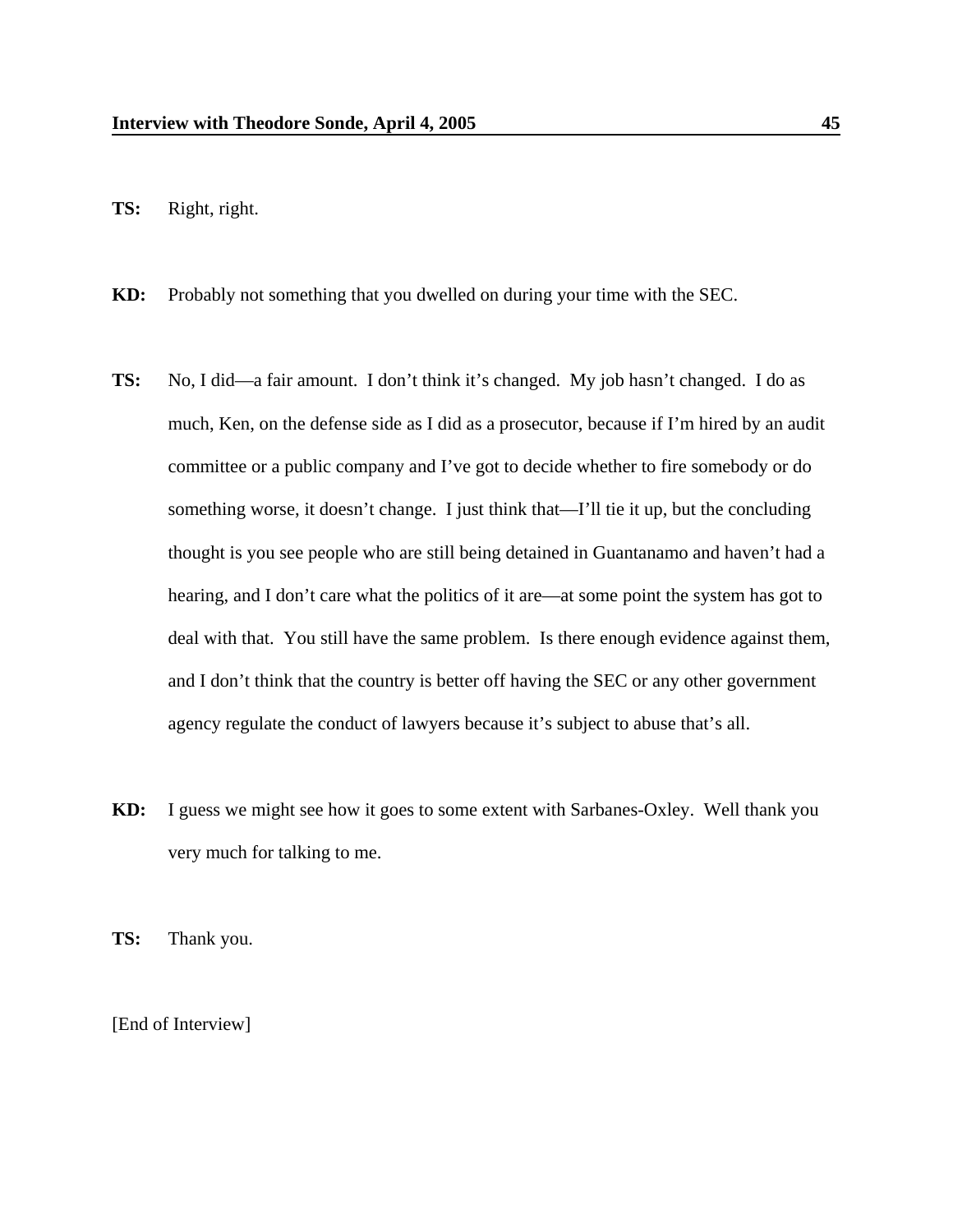**TS:** Right, right.

**KD:** Probably not something that you dwelled on during your time with the SEC.

**TS:** No, I did—a fair amount. I don't think it's changed. My job hasn't changed. I do as much, Ken, on the defense side as I did as a prosecutor, because if I'm hired by an audit committee or a public company and I've got to decide whether to fire somebody or do something worse, it doesn't change. I just think that—I'll tie it up, but the concluding thought is you see people who are still being detained in Guantanamo and haven't had a hearing, and I don't care what the politics of it are—at some point the system has got to deal with that. You still have the same problem. Is there enough evidence against them, and I don't think that the country is better off having the SEC or any other government agency regulate the conduct of lawyers because it's subject to abuse that's all.

**KD:** I guess we might see how it goes to some extent with Sarbanes-Oxley. Well thank you very much for talking to me.

**TS:** Thank you.

[End of Interview]